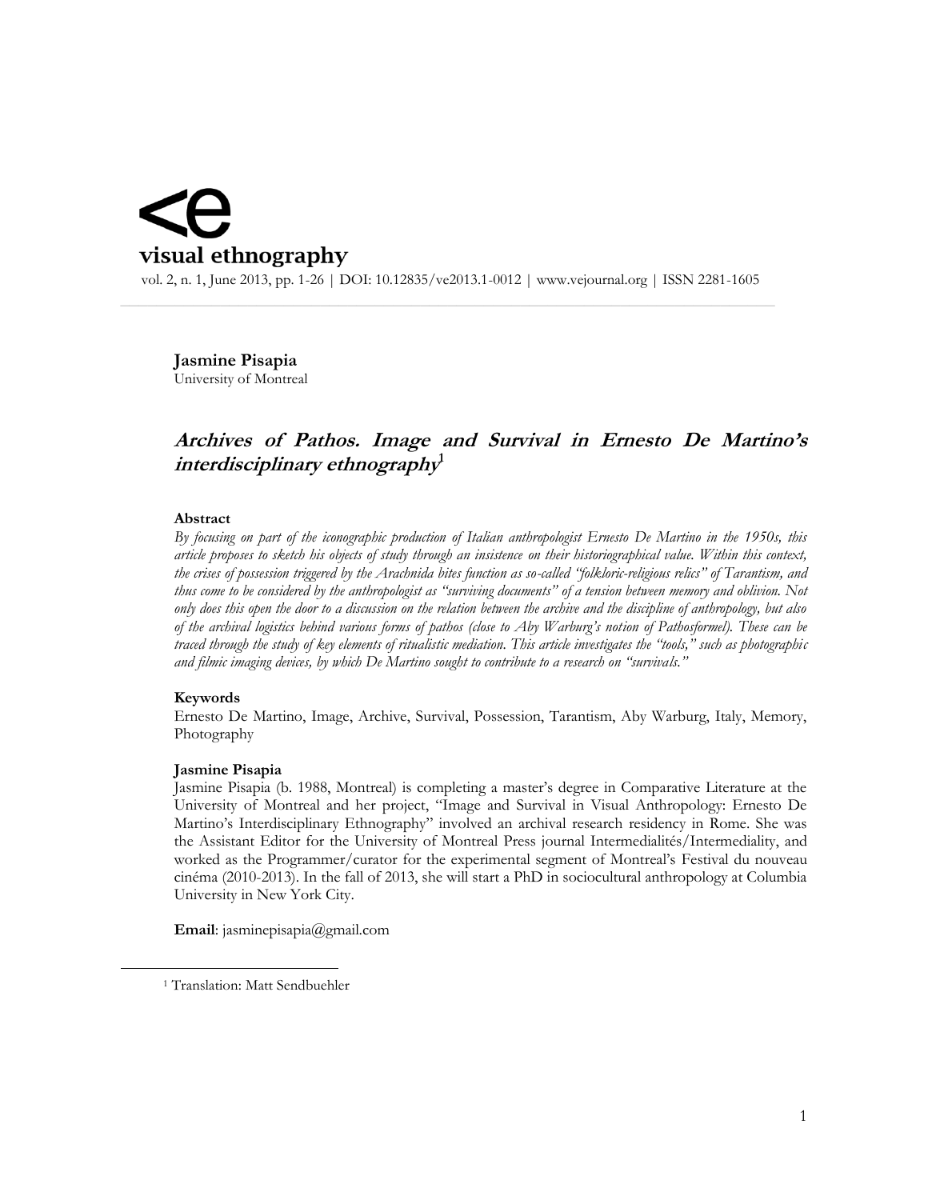<e

**visual ethnography**

vol. 2, n. 1, June 2013, pp. 1-26 | DOI: 10.12835/ve2013.1-0012 | www.vejournal.org | ISSN 2281-1605

**Jasmine Pisapia**
University of Montreal

# *Archives of Pathos. Image and Survival in Ernesto De Martino's interdisciplinary ethnography*[1]

**Abstract**

*By focusing on part of the iconographic production of Italian anthropologist Ernesto De Martino in the 1950s, this article proposes to sketch his objects of study through an insistence on their historiographical value. Within this context, the crises of possession triggered by the Arachnida bites function as so-called "folkloric-religious relics" of Tarantism, and thus come to be considered by the anthropologist as "surviving documents" of a tension between memory and oblivion. Not only does this open the door to a discussion on the relation between the archive and the discipline of anthropology, but also of the archival logistics behind various forms of pathos (close to Aby Warburg's notion of Pathosformel). These can be traced through the study of key elements of ritualistic mediation. This article investigates the "tools," such as photographic and filmic imaging devices, by which De Martino sought to contribute to a research on "survivals."*

**Keywords**

Ernesto De Martino, Image, Archive, Survival, Possession, Tarantism, Aby Warburg, Italy, Memory, Photography

**Jasmine Pisapia**

Jasmine Pisapia (b. 1988, Montreal) is completing a master's degree in Comparative Literature at the University of Montreal and her project, "Image and Survival in Visual Anthropology: Ernesto De Martino's Interdisciplinary Ethnography" involved an archival research residency in Rome. She was the Assistant Editor for the University of Montreal Press journal Intermedialités/Intermediality, and worked as the Programmer/curator for the experimental segment of Montreal's Festival du nouveau cinéma (2010-2013). In the fall of 2013, she will start a PhD in sociocultural anthropology at Columbia University in New York City.

**Email**: jasminepisapia@gmail.com

[1] Translation: Matt Sendbuehler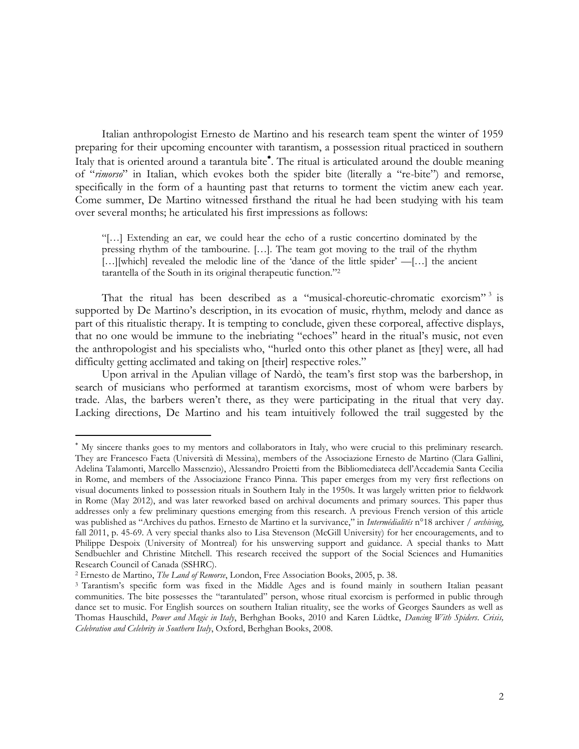Italian anthropologist Ernesto de Martino and his research team spent the winter of 1959 preparing for their upcoming encounter with tarantism, a possession ritual practiced in southern Italy that is oriented around a tarantula bite[*]. The ritual is articulated around the double meaning of "*rimorso*" in Italian, which evokes both the spider bite (literally a "re-bite") and remorse, specifically in the form of a haunting past that returns to torment the victim anew each year. Come summer, De Martino witnessed firsthand the ritual he had been studying with his team over several months; he articulated his first impressions as follows:

> "[…] Extending an ear, we could hear the echo of a rustic concertino dominated by the pressing rhythm of the tambourine. […]. The team got moving to the trail of the rhythm […][which] revealed the melodic line of the 'dance of the little spider' —[…] the ancient tarantella of the South in its original therapeutic function."[2]

That the ritual has been described as a "musical-choreutic-chromatic exorcism"[3] is supported by De Martino's description, in its evocation of music, rhythm, melody and dance as part of this ritualistic therapy. It is tempting to conclude, given these corporeal, affective displays, that no one would be immune to the inebriating "echoes" heard in the ritual's music, not even the anthropologist and his specialists who, "hurled onto this other planet as [they] were, all had difficulty getting acclimated and taking on [their] respective roles."

Upon arrival in the Apulian village of Nardò, the team's first stop was the barbershop, in search of musicians who performed at tarantism exorcisms, most of whom were barbers by trade. Alas, the barbers weren't there, as they were participating in the ritual that very day. Lacking directions, De Martino and his team intuitively followed the trail suggested by the

---

[*] My sincere thanks goes to my mentors and collaborators in Italy, who were crucial to this preliminary research. They are Francesco Faeta (Università di Messina), members of the Associazione Ernesto de Martino (Clara Gallini, Adelina Talamonti, Marcello Massenzio), Alessandro Proietti from the Bibliomediateca dell'Accademia Santa Cecilia in Rome, and members of the Associazione Franco Pinna. This paper emerges from my very first reflections on visual documents linked to possession rituals in Southern Italy in the 1950s. It was largely written prior to fieldwork in Rome (May 2012), and was later reworked based on archival documents and primary sources. This paper thus addresses only a few preliminary questions emerging from this research. A previous French version of this article was published as "Archives du pathos. Ernesto de Martino et la survivance," in *Intermédialités* n°18 archiver / *archiving*, fall 2011, p. 45-69. A very special thanks also to Lisa Stevenson (McGill University) for her encouragements, and to Philippe Despoix (University of Montreal) for his unswerving support and guidance. A special thanks to Matt Sendbuehler and Christine Mitchell. This research received the support of the Social Sciences and Humanities Research Council of Canada (SSHRC).

[2] Ernesto de Martino, *The Land of Remorse*, London, Free Association Books, 2005, p. 38.

[3] Tarantism's specific form was fixed in the Middle Ages and is found mainly in southern Italian peasant communities. The bite possesses the "tarantulated" person, whose ritual exorcism is performed in public through dance set to music. For English sources on southern Italian rituality, see the works of Georges Saunders as well as Thomas Hauschild, *Power and Magic in Italy*, Berhghan Books, 2010 and Karen Lüdtke, *Dancing With Spiders. Crisis, Celebration and Celebrity in Southern Italy*, Oxford, Berhghan Books, 2008.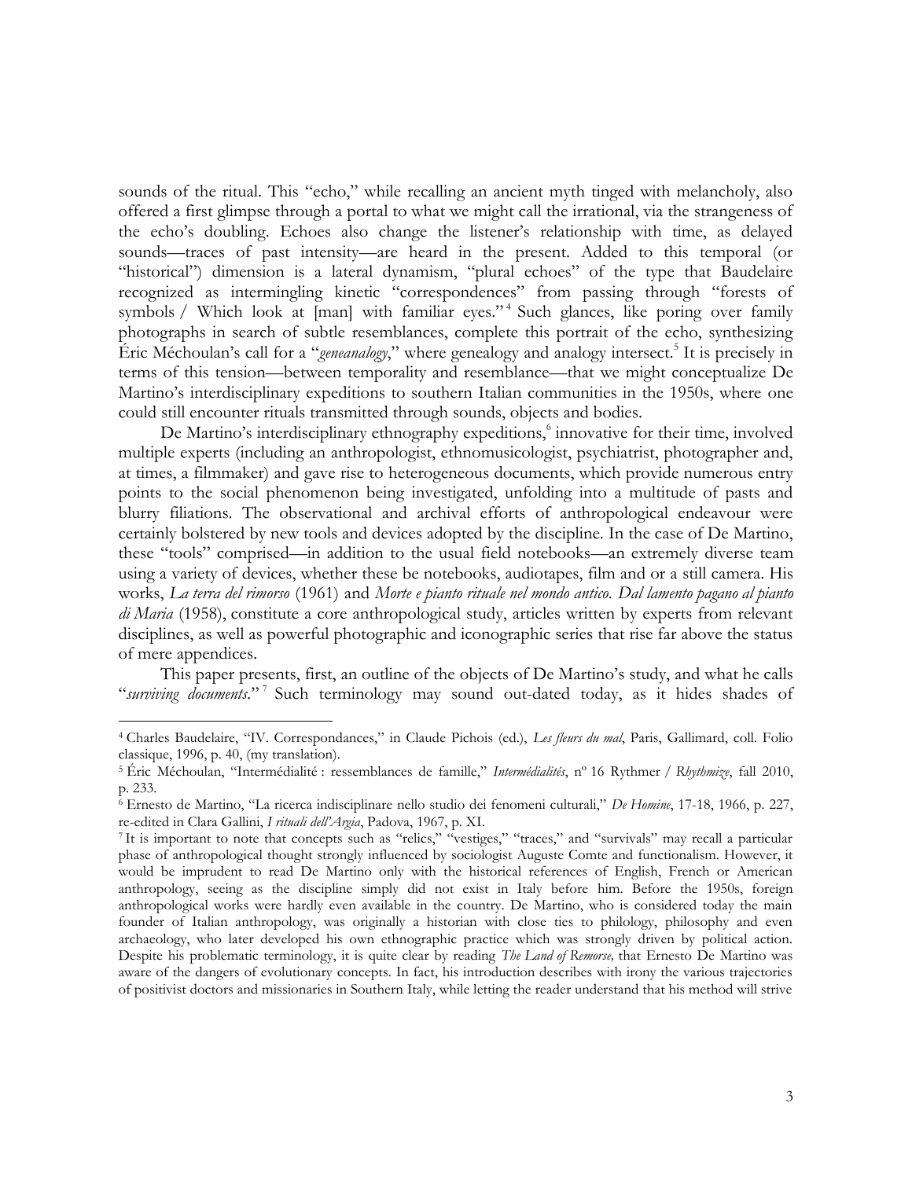sounds of the ritual. This "echo," while recalling an ancient myth tinged with melancholy, also offered a first glimpse through a portal to what we might call the irrational, via the strangeness of the echo's doubling. Echoes also change the listener's relationship with time, as delayed sounds—traces of past intensity—are heard in the present. Added to this temporal (or "historical") dimension is a lateral dynamism, "plural echoes" of the type that Baudelaire recognized as intermingling kinetic "correspondences" from passing through "forests of symbols / Which look at [man] with familiar eyes."[4] Such glances, like poring over family photographs in search of subtle resemblances, complete this portrait of the echo, synthesizing Éric Méchoulan's call for a "*geneanalogy*," where genealogy and analogy intersect.[5] It is precisely in terms of this tension—between temporality and resemblance—that we might conceptualize De Martino's interdisciplinary expeditions to southern Italian communities in the 1950s, where one could still encounter rituals transmitted through sounds, objects and bodies.

De Martino's interdisciplinary ethnography expeditions,[6] innovative for their time, involved multiple experts (including an anthropologist, ethnomusicologist, psychiatrist, photographer and, at times, a filmmaker) and gave rise to heterogeneous documents, which provide numerous entry points to the social phenomenon being investigated, unfolding into a multitude of pasts and blurry filiations. The observational and archival efforts of anthropological endeavour were certainly bolstered by new tools and devices adopted by the discipline. In the case of De Martino, these "tools" comprised—in addition to the usual field notebooks—an extremely diverse team using a variety of devices, whether these be notebooks, audiotapes, film and or a still camera. His works, *La terra del rimorso* (1961) and *Morte e pianto rituale nel mondo antico. Dal lamento pagano al pianto di Maria* (1958), constitute a core anthropological study, articles written by experts from relevant disciplines, as well as powerful photographic and iconographic series that rise far above the status of mere appendices.

This paper presents, first, an outline of the objects of De Martino's study, and what he calls "*surviving documents*."[7] Such terminology may sound out-dated today, as it hides shades of

---

[4] Charles Baudelaire, "IV. Correspondances," in Claude Pichois (ed.), *Les fleurs du mal*, Paris, Gallimard, coll. Folio classique, 1996, p. 40, (my translation).

[5] Éric Méchoulan, "Intermédialité : ressemblances de famille," *Intermédialités*, nº 16 Rythmer / *Rhythmize*, fall 2010, p. 233.

[6] Ernesto de Martino, "La ricerca indisciplinare nello studio dei fenomeni culturali," *De Homine*, 17-18, 1966, p. 227, re-edited in Clara Gallini, *I rituali dell'Argia*, Padova, 1967, p. XI.

[7] It is important to note that concepts such as "relics," "vestiges," "traces," and "survivals" may recall a particular phase of anthropological thought strongly influenced by sociologist Auguste Comte and functionalism. However, it would be imprudent to read De Martino only with the historical references of English, French or American anthropology, seeing as the discipline simply did not exist in Italy before him. Before the 1950s, foreign anthropological works were hardly even available in the country. De Martino, who is considered today the main founder of Italian anthropology, was originally a historian with close ties to philology, philosophy and even archaeology, who later developed his own ethnographic practice which was strongly driven by political action. Despite his problematic terminology, it is quite clear by reading *The Land of Remorse,* that Ernesto De Martino was aware of the dangers of evolutionary concepts. In fact, his introduction describes with irony the various trajectories of positivist doctors and missionaries in Southern Italy, while letting the reader understand that his method will strive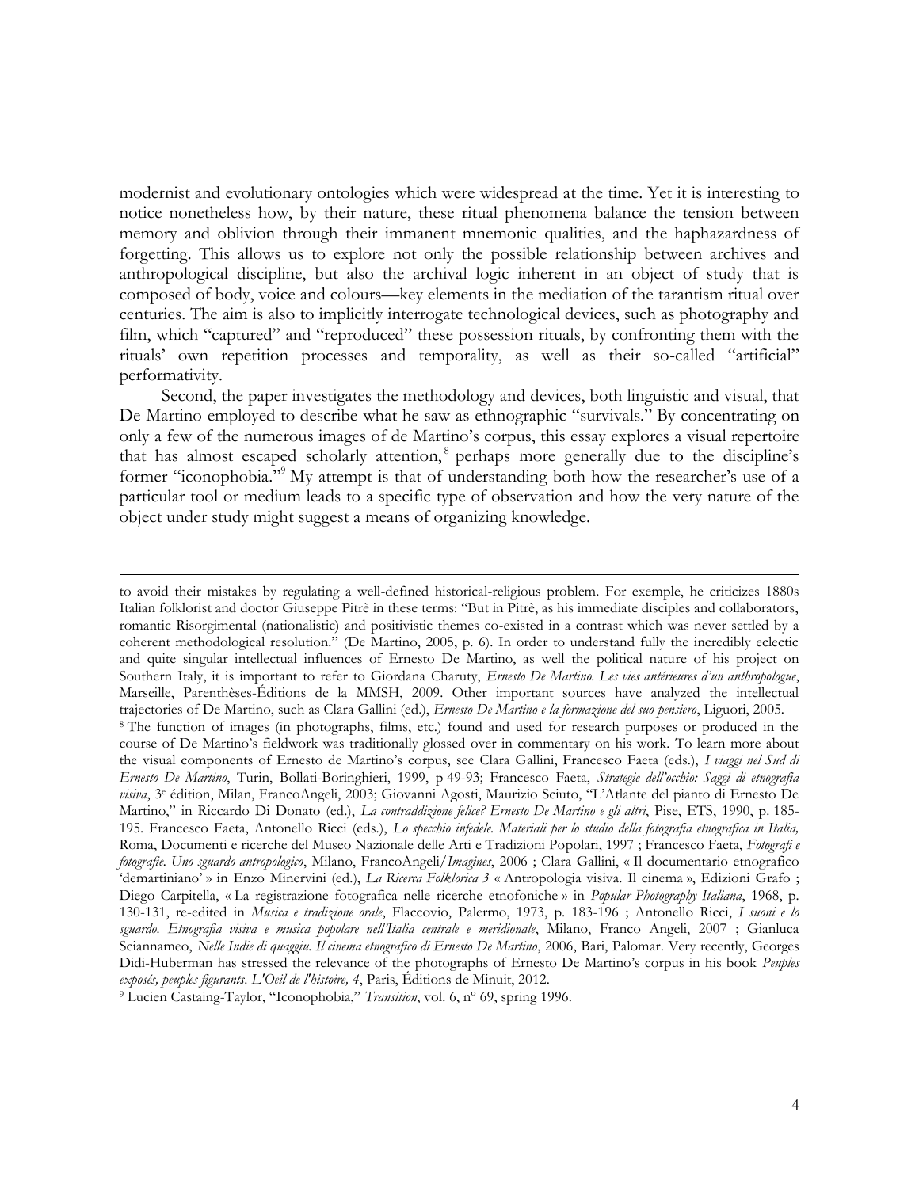modernist and evolutionary ontologies which were widespread at the time. Yet it is interesting to notice nonetheless how, by their nature, these ritual phenomena balance the tension between memory and oblivion through their immanent mnemonic qualities, and the haphazardness of forgetting. This allows us to explore not only the possible relationship between archives and anthropological discipline, but also the archival logic inherent in an object of study that is composed of body, voice and colours—key elements in the mediation of the tarantism ritual over centuries. The aim is also to implicitly interrogate technological devices, such as photography and film, which "captured" and "reproduced" these possession rituals, by confronting them with the rituals' own repetition processes and temporality, as well as their so-called "artificial" performativity.

Second, the paper investigates the methodology and devices, both linguistic and visual, that De Martino employed to describe what he saw as ethnographic "survivals." By concentrating on only a few of the numerous images of de Martino's corpus, this essay explores a visual repertoire that has almost escaped scholarly attention,[8] perhaps more generally due to the discipline's former "iconophobia."[9] My attempt is that of understanding both how the researcher's use of a particular tool or medium leads to a specific type of observation and how the very nature of the object under study might suggest a means of organizing knowledge.

---

to avoid their mistakes by regulating a well-defined historical-religious problem. For exemple, he criticizes 1880s Italian folklorist and doctor Giuseppe Pitrè in these terms: "But in Pitrè, as his immediate disciples and collaborators, romantic Risorgimental (nationalistic) and positivistic themes co-existed in a contrast which was never settled by a coherent methodological resolution." (De Martino, 2005, p. 6). In order to understand fully the incredibly eclectic and quite singular intellectual influences of Ernesto De Martino, as well the political nature of his project on Southern Italy, it is important to refer to Giordana Charuty, *Ernesto De Martino. Les vies antérieures d'un anthropologue*, Marseille, Parenthèses-Éditions de la MMSH, 2009. Other important sources have analyzed the intellectual trajectories of De Martino, such as Clara Gallini (ed.), *Ernesto De Martino e la formazione del suo pensiero*, Liguori, 2005.

[8] The function of images (in photographs, films, etc.) found and used for research purposes or produced in the course of De Martino's fieldwork was traditionally glossed over in commentary on his work. To learn more about the visual components of Ernesto de Martino's corpus, see Clara Gallini, Francesco Faeta (eds.), *I viaggi nel Sud di Ernesto De Martino*, Turin, Bollati-Boringhieri, 1999, p 49-93; Francesco Faeta, *Strategie dell'occhio: Saggi di etnografia visiva*, 3e édition, Milan, FrancoAngeli, 2003; Giovanni Agosti, Maurizio Sciuto, "L'Atlante del pianto di Ernesto De Martino," in Riccardo Di Donato (ed.), *La contraddizione felice? Ernesto De Martino e gli altri*, Pise, ETS, 1990, p. 185-195. Francesco Faeta, Antonello Ricci (eds.), *Lo specchio infedele. Materiali per lo studio della fotografia etnografica in Italia,* Roma, Documenti e ricerche del Museo Nazionale delle Arti e Tradizioni Popolari, 1997 ; Francesco Faeta, *Fotografi e fotografie. Uno sguardo antropologico*, Milano, FrancoAngeli/*Imagines*, 2006 ; Clara Gallini, « Il documentario etnografico 'demartiniano' » in Enzo Minervini (ed.), *La Ricerca Folklorica 3* « Antropologia visiva. Il cinema », Edizioni Grafo ; Diego Carpitella, « La registrazione fotografica nelle ricerche etnofoniche » in *Popular Photography Italiana*, 1968, p. 130-131, re-edited in *Musica e tradizione orale*, Flaccovio, Palermo, 1973, p. 183-196 ; Antonello Ricci, *I suoni e lo sguardo. Etnografia visiva e musica popolare nell'Italia centrale e meridionale*, Milano, Franco Angeli, 2007 ; Gianluca Sciannameo, *Nelle Indie di quaggiu. Il cinema etnografico di Ernesto De Martino*, 2006, Bari, Palomar. Very recently, Georges Didi-Huberman has stressed the relevance of the photographs of Ernesto De Martino's corpus in his book *Peuples exposés, peuples figurants. L'Oeil de l'histoire, 4*, Paris, Éditions de Minuit, 2012.

[9] Lucien Castaing-Taylor, "Iconophobia," *Transition*, vol. 6, nº 69, spring 1996.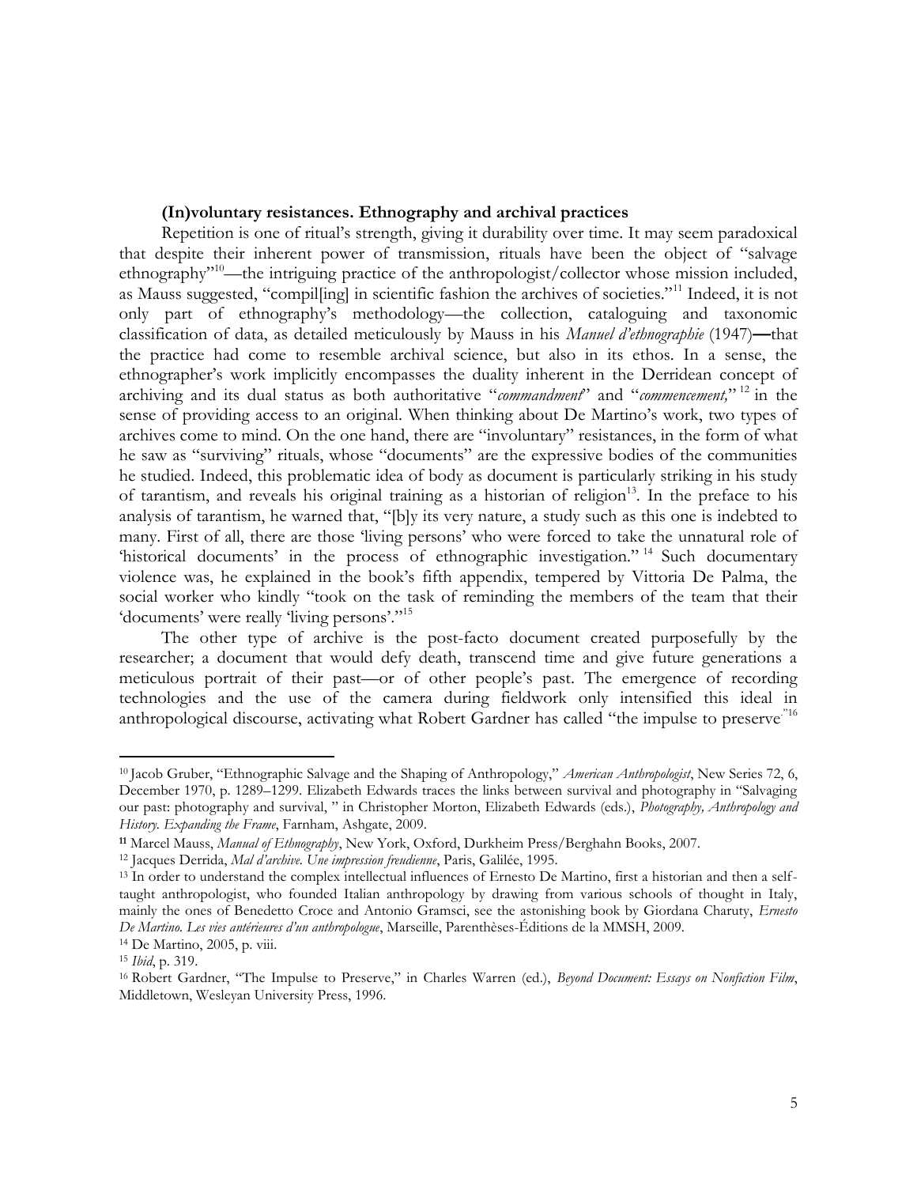### (In)voluntary resistances. Ethnography and archival practices

Repetition is one of ritual's strength, giving it durability over time. It may seem paradoxical that despite their inherent power of transmission, rituals have been the object of "salvage ethnography"[10]—the intriguing practice of the anthropologist/collector whose mission included, as Mauss suggested, "compil[ing] in scientific fashion the archives of societies."[11] Indeed, it is not only part of ethnography's methodology—the collection, cataloguing and taxonomic classification of data, as detailed meticulously by Mauss in his *Manuel d'ethnographie* (1947)—that the practice had come to resemble archival science, but also in its ethos. In a sense, the ethnographer's work implicitly encompasses the duality inherent in the Derridean concept of archiving and its dual status as both authoritative "*commandment*" and "*commencement,*"[12] in the sense of providing access to an original. When thinking about De Martino's work, two types of archives come to mind. On the one hand, there are "involuntary" resistances, in the form of what he saw as "surviving" rituals, whose "documents" are the expressive bodies of the communities he studied. Indeed, this problematic idea of body as document is particularly striking in his study of tarantism, and reveals his original training as a historian of religion[13]. In the preface to his analysis of tarantism, he warned that, "[b]y its very nature, a study such as this one is indebted to many. First of all, there are those 'living persons' who were forced to take the unnatural role of 'historical documents' in the process of ethnographic investigation."[14] Such documentary violence was, he explained in the book's fifth appendix, tempered by Vittoria De Palma, the social worker who kindly "took on the task of reminding the members of the team that their 'documents' were really 'living persons'."[15]

The other type of archive is the post-facto document created purposefully by the researcher; a document that would defy death, transcend time and give future generations a meticulous portrait of their past—or of other people's past. The emergence of recording technologies and the use of the camera during fieldwork only intensified this ideal in anthropological discourse, activating what Robert Gardner has called "the impulse to preserve"[16]

---

[10] Jacob Gruber, "Ethnographic Salvage and the Shaping of Anthropology," *American Anthropologist*, New Series 72, 6, December 1970, p. 1289–1299. Elizabeth Edwards traces the links between survival and photography in "Salvaging our past: photography and survival, " in Christopher Morton, Elizabeth Edwards (eds.), *Photography, Anthropology and History. Expanding the Frame*, Farnham, Ashgate, 2009.

[11] Marcel Mauss, *Manual of Ethnography*, New York, Oxford, Durkheim Press/Berghahn Books, 2007.

[12] Jacques Derrida, *Mal d'archive. Une impression freudienne*, Paris, Galilée, 1995.

[13] In order to understand the complex intellectual influences of Ernesto De Martino, first a historian and then a self-taught anthropologist, who founded Italian anthropology by drawing from various schools of thought in Italy, mainly the ones of Benedetto Croce and Antonio Gramsci, see the astonishing book by Giordana Charuty, *Ernesto De Martino. Les vies antérieures d'un anthropologue*, Marseille, Parenthèses-Éditions de la MMSH, 2009.

[14] De Martino, 2005, p. viii.

[15] *Ibid*, p. 319.

[16] Robert Gardner, "The Impulse to Preserve," in Charles Warren (ed.), *Beyond Document: Essays on Nonfiction Film*, Middletown, Wesleyan University Press, 1996.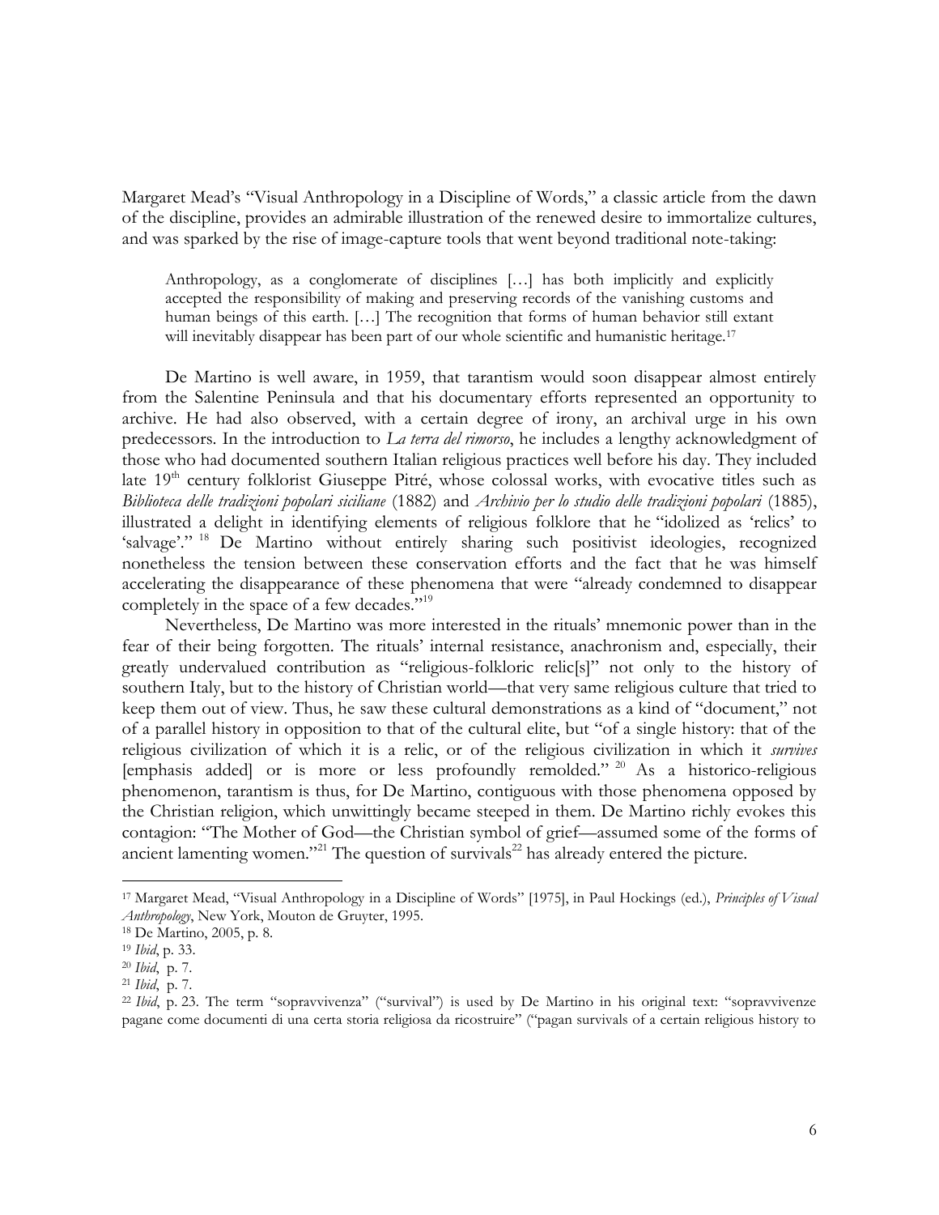Margaret Mead's "Visual Anthropology in a Discipline of Words," a classic article from the dawn of the discipline, provides an admirable illustration of the renewed desire to immortalize cultures, and was sparked by the rise of image-capture tools that went beyond traditional note-taking:

> Anthropology, as a conglomerate of disciplines […] has both implicitly and explicitly accepted the responsibility of making and preserving records of the vanishing customs and human beings of this earth. […] The recognition that forms of human behavior still extant will inevitably disappear has been part of our whole scientific and humanistic heritage.[17]

De Martino is well aware, in 1959, that tarantism would soon disappear almost entirely from the Salentine Peninsula and that his documentary efforts represented an opportunity to archive. He had also observed, with a certain degree of irony, an archival urge in his own predecessors. In the introduction to *La terra del rimorso*, he includes a lengthy acknowledgment of those who had documented southern Italian religious practices well before his day. They included late 19th century folklorist Giuseppe Pitré, whose colossal works, with evocative titles such as *Biblioteca delle tradizioni popolari siciliane* (1882) and *Archivio per lo studio delle tradizioni popolari* (1885), illustrated a delight in identifying elements of religious folklore that he "idolized as 'relics' to 'salvage'." [18] De Martino without entirely sharing such positivist ideologies, recognized nonetheless the tension between these conservation efforts and the fact that he was himself accelerating the disappearance of these phenomena that were "already condemned to disappear completely in the space of a few decades."[19]

Nevertheless, De Martino was more interested in the rituals' mnemonic power than in the fear of their being forgotten. The rituals' internal resistance, anachronism and, especially, their greatly undervalued contribution as "religious-folkloric relic[s]" not only to the history of southern Italy, but to the history of Christian world—that very same religious culture that tried to keep them out of view. Thus, he saw these cultural demonstrations as a kind of "document," not of a parallel history in opposition to that of the cultural elite, but "of a single history: that of the religious civilization of which it is a relic, or of the religious civilization in which it *survives* [emphasis added] or is more or less profoundly remolded." [20] As a historico-religious phenomenon, tarantism is thus, for De Martino, contiguous with those phenomena opposed by the Christian religion, which unwittingly became steeped in them. De Martino richly evokes this contagion: "The Mother of God—the Christian symbol of grief—assumed some of the forms of ancient lamenting women."[21] The question of survivals[22] has already entered the picture.

---

[17] Margaret Mead, "Visual Anthropology in a Discipline of Words" [1975], in Paul Hockings (ed.), *Principles of Visual Anthropology*, New York, Mouton de Gruyter, 1995.

[18] De Martino, 2005, p. 8.

[19] *Ibid*, p. 33.

[20] *Ibid*, p. 7.

[21] *Ibid*, p. 7.

[22] *Ibid*, p. 23. The term "sopravvivenza" ("survival") is used by De Martino in his original text: "sopravvivenze pagane come documenti di una certa storia religiosa da ricostruire" ("pagan survivals of a certain religious history to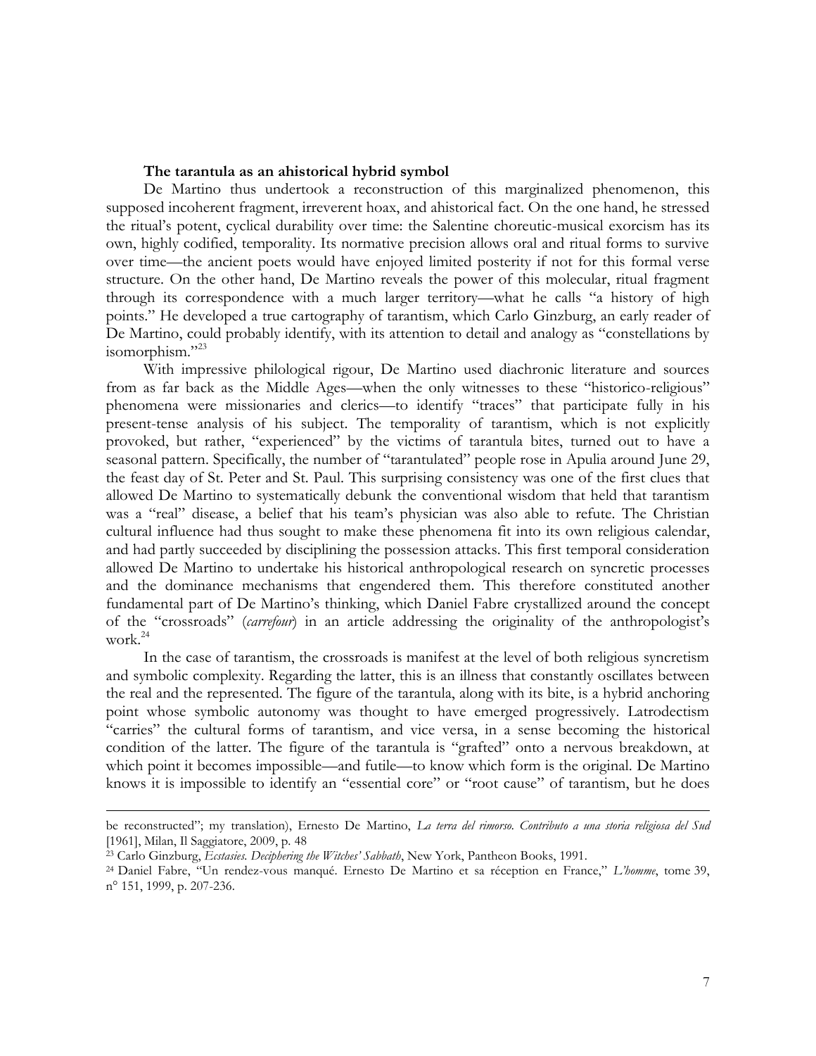**The tarantula as an ahistorical hybrid symbol**

De Martino thus undertook a reconstruction of this marginalized phenomenon, this supposed incoherent fragment, irreverent hoax, and ahistorical fact. On the one hand, he stressed the ritual's potent, cyclical durability over time: the Salentine choreutic-musical exorcism has its own, highly codified, temporality. Its normative precision allows oral and ritual forms to survive over time—the ancient poets would have enjoyed limited posterity if not for this formal verse structure. On the other hand, De Martino reveals the power of this molecular, ritual fragment through its correspondence with a much larger territory—what he calls "a history of high points." He developed a true cartography of tarantism, which Carlo Ginzburg, an early reader of De Martino, could probably identify, with its attention to detail and analogy as "constellations by isomorphism."[23]

With impressive philological rigour, De Martino used diachronic literature and sources from as far back as the Middle Ages—when the only witnesses to these "historico-religious" phenomena were missionaries and clerics—to identify "traces" that participate fully in his present-tense analysis of his subject. The temporality of tarantism, which is not explicitly provoked, but rather, "experienced" by the victims of tarantula bites, turned out to have a seasonal pattern. Specifically, the number of "tarantulated" people rose in Apulia around June 29, the feast day of St. Peter and St. Paul. This surprising consistency was one of the first clues that allowed De Martino to systematically debunk the conventional wisdom that held that tarantism was a "real" disease, a belief that his team's physician was also able to refute. The Christian cultural influence had thus sought to make these phenomena fit into its own religious calendar, and had partly succeeded by disciplining the possession attacks. This first temporal consideration allowed De Martino to undertake his historical anthropological research on syncretic processes and the dominance mechanisms that engendered them. This therefore constituted another fundamental part of De Martino's thinking, which Daniel Fabre crystallized around the concept of the "crossroads" (*carrefour*) in an article addressing the originality of the anthropologist's work.[24]

In the case of tarantism, the crossroads is manifest at the level of both religious syncretism and symbolic complexity. Regarding the latter, this is an illness that constantly oscillates between the real and the represented. The figure of the tarantula, along with its bite, is a hybrid anchoring point whose symbolic autonomy was thought to have emerged progressively. Latrodectism "carries" the cultural forms of tarantism, and vice versa, in a sense becoming the historical condition of the latter. The figure of the tarantula is "grafted" onto a nervous breakdown, at which point it becomes impossible—and futile—to know which form is the original. De Martino knows it is impossible to identify an "essential core" or "root cause" of tarantism, but he does

---

be reconstructed"; my translation), Ernesto De Martino, *La terra del rimorso. Contributo a una storia religiosa del Sud* [1961], Milan, Il Saggiatore, 2009, p. 48

[23] Carlo Ginzburg, *Ecstasies. Deciphering the Witches' Sabbath*, New York, Pantheon Books, 1991.

[24] Daniel Fabre, "Un rendez-vous manqué. Ernesto De Martino et sa réception en France," *L'homme*, tome 39, n° 151, 1999, p. 207-236.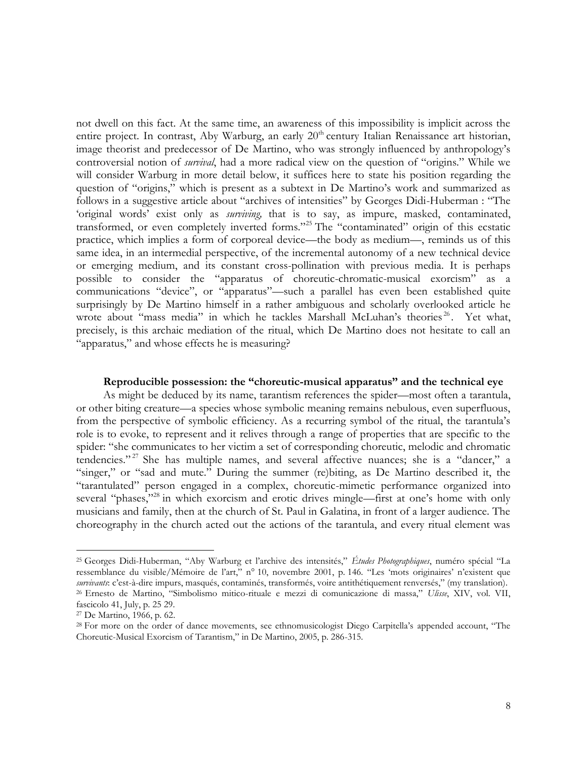not dwell on this fact. At the same time, an awareness of this impossibility is implicit across the entire project. In contrast, Aby Warburg, an early 20th century Italian Renaissance art historian, image theorist and predecessor of De Martino, who was strongly influenced by anthropology's controversial notion of *survival*, had a more radical view on the question of "origins." While we will consider Warburg in more detail below, it suffices here to state his position regarding the question of "origins," which is present as a subtext in De Martino's work and summarized as follows in a suggestive article about "archives of intensities" by Georges Didi-Huberman : "The 'original words' exist only as *surviving*, that is to say, as impure, masked, contaminated, transformed, or even completely inverted forms."[25] The "contaminated" origin of this ecstatic practice, which implies a form of corporeal device—the body as medium—, reminds us of this same idea, in an intermedial perspective, of the incremental autonomy of a new technical device or emerging medium, and its constant cross-pollination with previous media. It is perhaps possible to consider the "apparatus of choreutic-chromatic-musical exorcism" as a communications "device", or "apparatus"—such a parallel has even been established quite surprisingly by De Martino himself in a rather ambiguous and scholarly overlooked article he wrote about "mass media" in which he tackles Marshall McLuhan's theories[26]. Yet what, precisely, is this archaic mediation of the ritual, which De Martino does not hesitate to call an "apparatus," and whose effects he is measuring?

### Reproducible possession: the "choreutic-musical apparatus" and the technical eye

As might be deduced by its name, tarantism references the spider—most often a tarantula, or other biting creature—a species whose symbolic meaning remains nebulous, even superfluous, from the perspective of symbolic efficiency. As a recurring symbol of the ritual, the tarantula's role is to evoke, to represent and it relives through a range of properties that are specific to the spider: "she communicates to her victim a set of corresponding choreutic, melodic and chromatic tendencies."[27] She has multiple names, and several affective nuances; she is a "dancer," a "singer," or "sad and mute." During the summer (re)biting, as De Martino described it, the "tarantulated" person engaged in a complex, choreutic-mimetic performance organized into several "phases,"[28] in which exorcism and erotic drives mingle—first at one's home with only musicians and family, then at the church of St. Paul in Galatina, in front of a larger audience. The choreography in the church acted out the actions of the tarantula, and every ritual element was

---

[25] Georges Didi-Huberman, "Aby Warburg et l'archive des intensités," *Études Photographiques*, numéro spécial "La ressemblance du visible/Mémoire de l'art," n° 10, novembre 2001, p. 146. "Les 'mots originaires' n'existent que *survivants*: c'est-à-dire impurs, masqués, contaminés, transformés, voire antithétiquement renversés," (my translation).

[26] Ernesto de Martino, "Simbolismo mitico-rituale e mezzi di comunicazione di massa," *Ulisse*, XIV, vol. VII, fascicolo 41, July, p. 25 29.

[27] De Martino, 1966, p. 62.

[28] For more on the order of dance movements, see ethnomusicologist Diego Carpitella's appended account, "The Choreutic-Musical Exorcism of Tarantism," in De Martino, 2005, p. 286-315.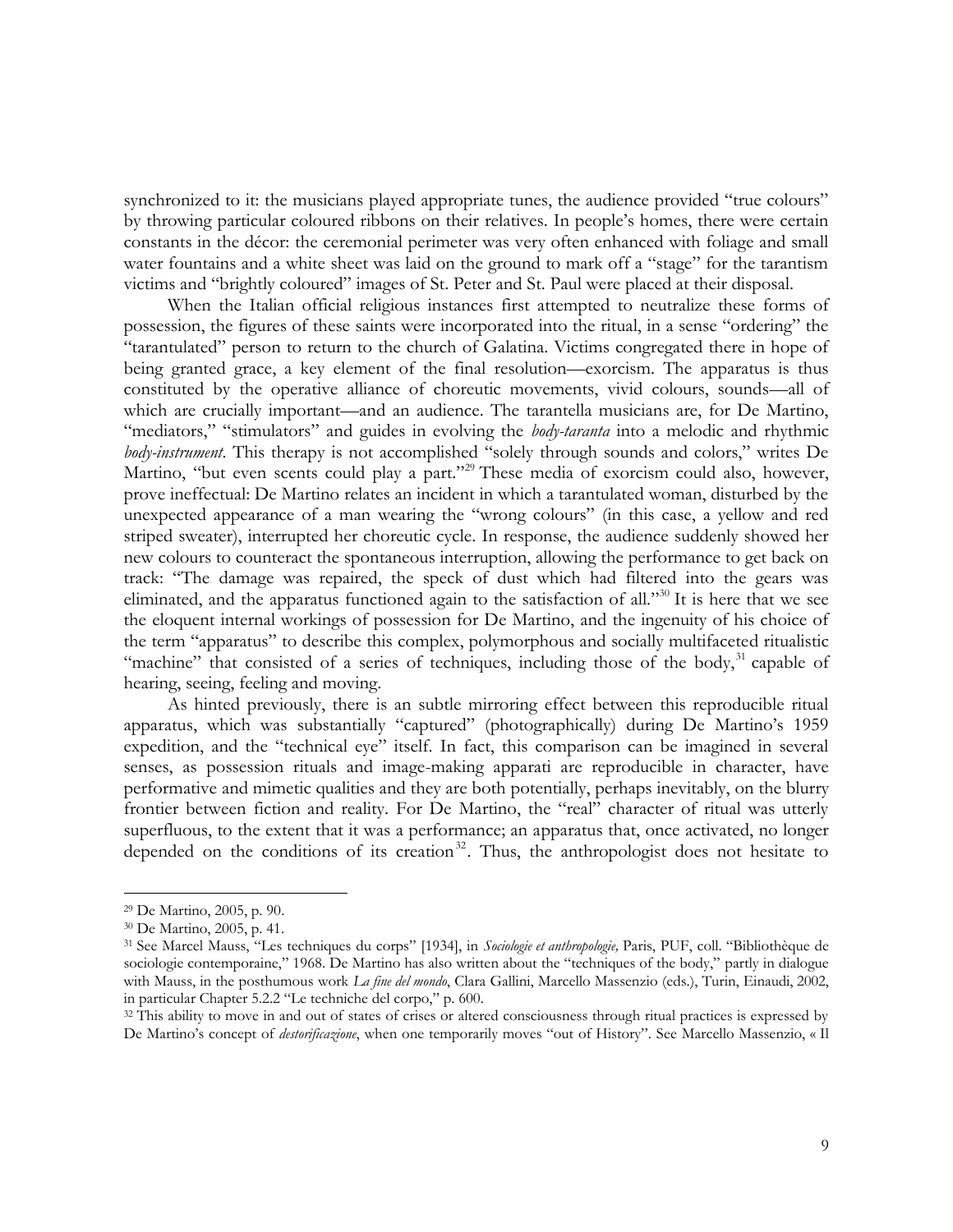synchronized to it: the musicians played appropriate tunes, the audience provided "true colours" by throwing particular coloured ribbons on their relatives. In people's homes, there were certain constants in the décor: the ceremonial perimeter was very often enhanced with foliage and small water fountains and a white sheet was laid on the ground to mark off a "stage" for the tarantism victims and "brightly coloured" images of St. Peter and St. Paul were placed at their disposal.

When the Italian official religious instances first attempted to neutralize these forms of possession, the figures of these saints were incorporated into the ritual, in a sense "ordering" the "tarantulated" person to return to the church of Galatina. Victims congregated there in hope of being granted grace, a key element of the final resolution—exorcism. The apparatus is thus constituted by the operative alliance of choreutic movements, vivid colours, sounds—all of which are crucially important—and an audience. The tarantella musicians are, for De Martino, "mediators," "stimulators" and guides in evolving the *body-taranta* into a melodic and rhythmic *body-instrument*. This therapy is not accomplished "solely through sounds and colors," writes De Martino, "but even scents could play a part."[29] These media of exorcism could also, however, prove ineffectual: De Martino relates an incident in which a tarantulated woman, disturbed by the unexpected appearance of a man wearing the "wrong colours" (in this case, a yellow and red striped sweater), interrupted her choreutic cycle. In response, the audience suddenly showed her new colours to counteract the spontaneous interruption, allowing the performance to get back on track: "The damage was repaired, the speck of dust which had filtered into the gears was eliminated, and the apparatus functioned again to the satisfaction of all."[30] It is here that we see the eloquent internal workings of possession for De Martino, and the ingenuity of his choice of the term "apparatus" to describe this complex, polymorphous and socially multifaceted ritualistic "machine" that consisted of a series of techniques, including those of the body,[31] capable of hearing, seeing, feeling and moving.

As hinted previously, there is an subtle mirroring effect between this reproducible ritual apparatus, which was substantially "captured" (photographically) during De Martino's 1959 expedition, and the "technical eye" itself. In fact, this comparison can be imagined in several senses, as possession rituals and image-making apparati are reproducible in character, have performative and mimetic qualities and they are both potentially, perhaps inevitably, on the blurry frontier between fiction and reality. For De Martino, the "real" character of ritual was utterly superfluous, to the extent that it was a performance; an apparatus that, once activated, no longer depended on the conditions of its creation[32]. Thus, the anthropologist does not hesitate to

---

[29] De Martino, 2005, p. 90.

[30] De Martino, 2005, p. 41.

[31] See Marcel Mauss, "Les techniques du corps" [1934], in *Sociologie et anthropologie,* Paris, PUF, coll. "Bibliothèque de sociologie contemporaine," 1968. De Martino has also written about the "techniques of the body," partly in dialogue with Mauss, in the posthumous work *La fine del mondo*, Clara Gallini, Marcello Massenzio (eds.), Turin, Einaudi, 2002, in particular Chapter 5.2.2 "Le techniche del corpo," p. 600.

[32] This ability to move in and out of states of crises or altered consciousness through ritual practices is expressed by De Martino's concept of *destorificazione*, when one temporarily moves "out of History". See Marcello Massenzio, « Il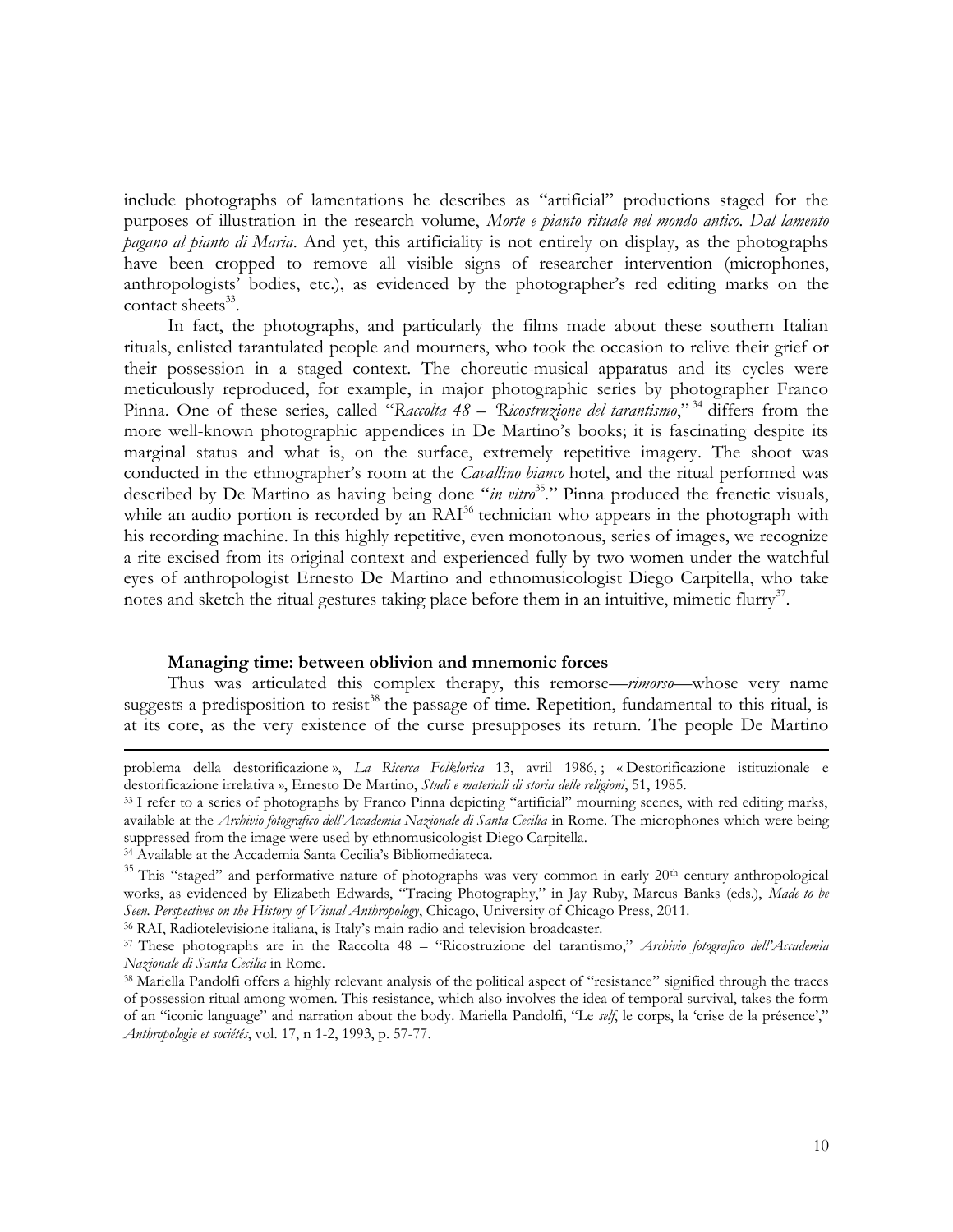include photographs of lamentations he describes as "artificial" productions staged for the purposes of illustration in the research volume, *Morte e pianto rituale nel mondo antico. Dal lamento pagano al pianto di Maria*. And yet, this artificiality is not entirely on display, as the photographs have been cropped to remove all visible signs of researcher intervention (microphones, anthropologists' bodies, etc.), as evidenced by the photographer's red editing marks on the contact sheets[33].

In fact, the photographs, and particularly the films made about these southern Italian rituals, enlisted tarantulated people and mourners, who took the occasion to relive their grief or their possession in a staged context. The choreutic-musical apparatus and its cycles were meticulously reproduced, for example, in major photographic series by photographer Franco Pinna. One of these series, called "*Raccolta 48 – 'Ricostruzione del tarantismo*,"[34] differs from the more well-known photographic appendices in De Martino's books; it is fascinating despite its marginal status and what is, on the surface, extremely repetitive imagery. The shoot was conducted in the ethnographer's room at the *Cavallino bianco* hotel, and the ritual performed was described by De Martino as having being done "*in vitro*[35]." Pinna produced the frenetic visuals, while an audio portion is recorded by an RAI[36] technician who appears in the photograph with his recording machine. In this highly repetitive, even monotonous, series of images, we recognize a rite excised from its original context and experienced fully by two women under the watchful eyes of anthropologist Ernesto De Martino and ethnomusicologist Diego Carpitella, who take notes and sketch the ritual gestures taking place before them in an intuitive, mimetic flurry[37].

### Managing time: between oblivion and mnemonic forces

Thus was articulated this complex therapy, this remorse—*rimorso*—whose very name suggests a predisposition to resist[38] the passage of time. Repetition, fundamental to this ritual, is at its core, as the very existence of the curse presupposes its return. The people De Martino

---

problema della destorificazione », *La Ricerca Folklorica* 13, avril 1986, ; « Destorificazione istituzionale e destorificazione irrelativa », Ernesto De Martino, *Studi e materiali di storia delle religioni*, 51, 1985.

[33] I refer to a series of photographs by Franco Pinna depicting "artificial" mourning scenes, with red editing marks, available at the *Archivio fotografico dell'Accademia Nazionale di Santa Cecilia* in Rome. The microphones which were being suppressed from the image were used by ethnomusicologist Diego Carpitella.

[34] Available at the Accademia Santa Cecilia's Bibliomediateca.

[35] This "staged" and performative nature of photographs was very common in early 20th century anthropological works, as evidenced by Elizabeth Edwards, "Tracing Photography," in Jay Ruby, Marcus Banks (eds.), *Made to be Seen. Perspectives on the History of Visual Anthropology*, Chicago, University of Chicago Press, 2011.

[36] RAI, Radiotelevisione italiana, is Italy's main radio and television broadcaster.

[37] These photographs are in the Raccolta 48 – "Ricostruzione del tarantismo," *Archivio fotografico dell'Accademia Nazionale di Santa Cecilia* in Rome.

[38] Mariella Pandolfi offers a highly relevant analysis of the political aspect of "resistance" signified through the traces of possession ritual among women. This resistance, which also involves the idea of temporal survival, takes the form of an "iconic language" and narration about the body. Mariella Pandolfi, "Le *self*, le corps, la 'crise de la présence'," *Anthropologie et sociétés*, vol. 17, n 1-2, 1993, p. 57-77.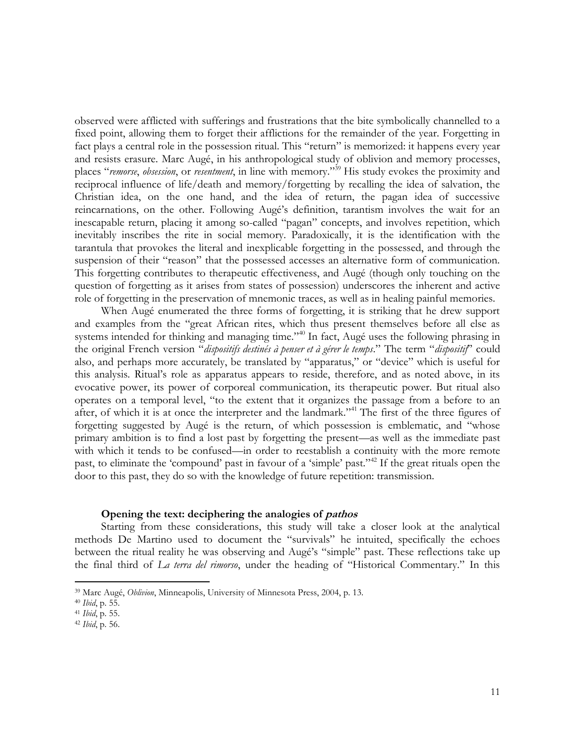observed were afflicted with sufferings and frustrations that the bite symbolically channelled to a fixed point, allowing them to forget their afflictions for the remainder of the year. Forgetting in fact plays a central role in the possession ritual. This "return" is memorized: it happens every year and resists erasure. Marc Augé, in his anthropological study of oblivion and memory processes, places "*remorse*, *obsession*, or *resentment*, in line with memory."[39] His study evokes the proximity and reciprocal influence of life/death and memory/forgetting by recalling the idea of salvation, the Christian idea, on the one hand, and the idea of return, the pagan idea of successive reincarnations, on the other. Following Augé's definition, tarantism involves the wait for an inescapable return, placing it among so-called "pagan" concepts, and involves repetition, which inevitably inscribes the rite in social memory. Paradoxically, it is the identification with the tarantula that provokes the literal and inexplicable forgetting in the possessed, and through the suspension of their "reason" that the possessed accesses an alternative form of communication. This forgetting contributes to therapeutic effectiveness, and Augé (though only touching on the question of forgetting as it arises from states of possession) underscores the inherent and active role of forgetting in the preservation of mnemonic traces, as well as in healing painful memories.

When Augé enumerated the three forms of forgetting, it is striking that he drew support and examples from the "great African rites, which thus present themselves before all else as systems intended for thinking and managing time."[40] In fact, Augé uses the following phrasing in the original French version "*dispositifs destinés à penser et à gérer le temps*." The term "*dispositif*" could also, and perhaps more accurately, be translated by "apparatus," or "device" which is useful for this analysis. Ritual's role as apparatus appears to reside, therefore, and as noted above, in its evocative power, its power of corporeal communication, its therapeutic power. But ritual also operates on a temporal level, "to the extent that it organizes the passage from a before to an after, of which it is at once the interpreter and the landmark."[41] The first of the three figures of forgetting suggested by Augé is the return, of which possession is emblematic, and "whose primary ambition is to find a lost past by forgetting the present—as well as the immediate past with which it tends to be confused—in order to reestablish a continuity with the more remote past, to eliminate the 'compound' past in favour of a 'simple' past."[42] If the great rituals open the door to this past, they do so with the knowledge of future repetition: transmission.

### Opening the text: deciphering the analogies of *pathos*

Starting from these considerations, this study will take a closer look at the analytical methods De Martino used to document the "survivals" he intuited, specifically the echoes between the ritual reality he was observing and Augé's "simple" past. These reflections take up the final third of *La terra del rimorso*, under the heading of "Historical Commentary." In this

---

[39] Marc Augé, *Oblivion*, Minneapolis, University of Minnesota Press, 2004, p. 13.

[40] *Ibid*, p. 55.

[41] *Ibid*, p. 55.

[42] *Ibid*, p. 56.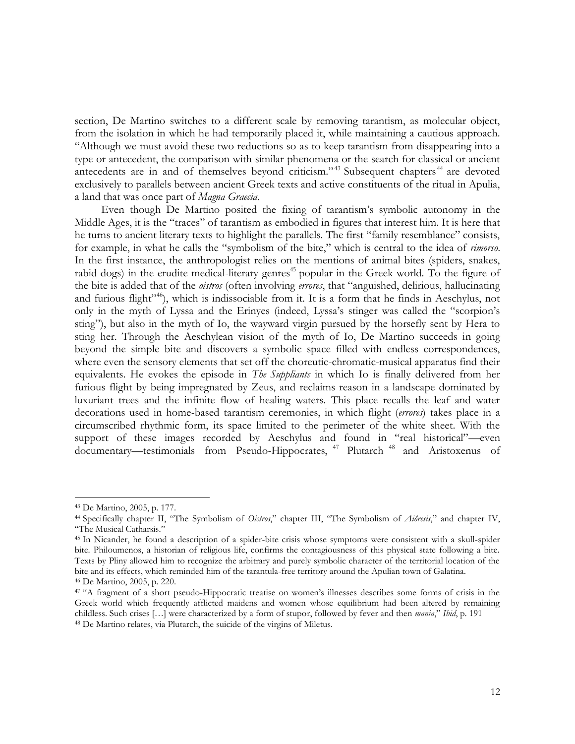section, De Martino switches to a different scale by removing tarantism, as molecular object, from the isolation in which he had temporarily placed it, while maintaining a cautious approach. "Although we must avoid these two reductions so as to keep tarantism from disappearing into a type or antecedent, the comparison with similar phenomena or the search for classical or ancient antecedents are in and of themselves beyond criticism."[43] Subsequent chapters[44] are devoted exclusively to parallels between ancient Greek texts and active constituents of the ritual in Apulia, a land that was once part of *Magna Graecia*.

Even though De Martino posited the fixing of tarantism's symbolic autonomy in the Middle Ages, it is the "traces" of tarantism as embodied in figures that interest him. It is here that he turns to ancient literary texts to highlight the parallels. The first "family resemblance" consists, for example, in what he calls the "symbolism of the bite," which is central to the idea of *rimorso*. In the first instance, the anthropologist relies on the mentions of animal bites (spiders, snakes, rabid dogs) in the erudite medical-literary genres[45] popular in the Greek world. To the figure of the bite is added that of the *oistros* (often involving *errores*, that "anguished, delirious, hallucinating and furious flight"[46]), which is indissociable from it. It is a form that he finds in Aeschylus, not only in the myth of Lyssa and the Erinyes (indeed, Lyssa's stinger was called the "scorpion's sting"), but also in the myth of Io, the wayward virgin pursued by the horsefly sent by Hera to sting her. Through the Aeschylean vision of the myth of Io, De Martino succeeds in going beyond the simple bite and discovers a symbolic space filled with endless correspondences, where even the sensory elements that set off the choreutic-chromatic-musical apparatus find their equivalents. He evokes the episode in *The Suppliants* in which Io is finally delivered from her furious flight by being impregnated by Zeus, and reclaims reason in a landscape dominated by luxuriant trees and the infinite flow of healing waters. This place recalls the leaf and water decorations used in home-based tarantism ceremonies, in which flight (*errores*) takes place in a circumscribed rhythmic form, its space limited to the perimeter of the white sheet. With the support of these images recorded by Aeschylus and found in "real historical"—even documentary—testimonials from Pseudo-Hippocrates,[47] Plutarch[48] and Aristoxenus of

---

[43] De Martino, 2005, p. 177.

[44] Specifically chapter II, "The Symbolism of *Oistros*," chapter III, "The Symbolism of *Aiôresis*," and chapter IV, "The Musical Catharsis."

[45] In Nicander, he found a description of a spider-bite crisis whose symptoms were consistent with a skull-spider bite. Philoumenos, a historian of religious life, confirms the contagiousness of this physical state following a bite. Texts by Pliny allowed him to recognize the arbitrary and purely symbolic character of the territorial location of the bite and its effects, which reminded him of the tarantula-free territory around the Apulian town of Galatina.

[46] De Martino, 2005, p. 220.

[47] "A fragment of a short pseudo-Hippocratic treatise on women's illnesses describes some forms of crisis in the Greek world which frequently afflicted maidens and women whose equilibrium had been altered by remaining childless. Such crises […] were characterized by a form of stupor, followed by fever and then *mania*," *Ibid*, p. 191

[48] De Martino relates, via Plutarch, the suicide of the virgins of Miletus.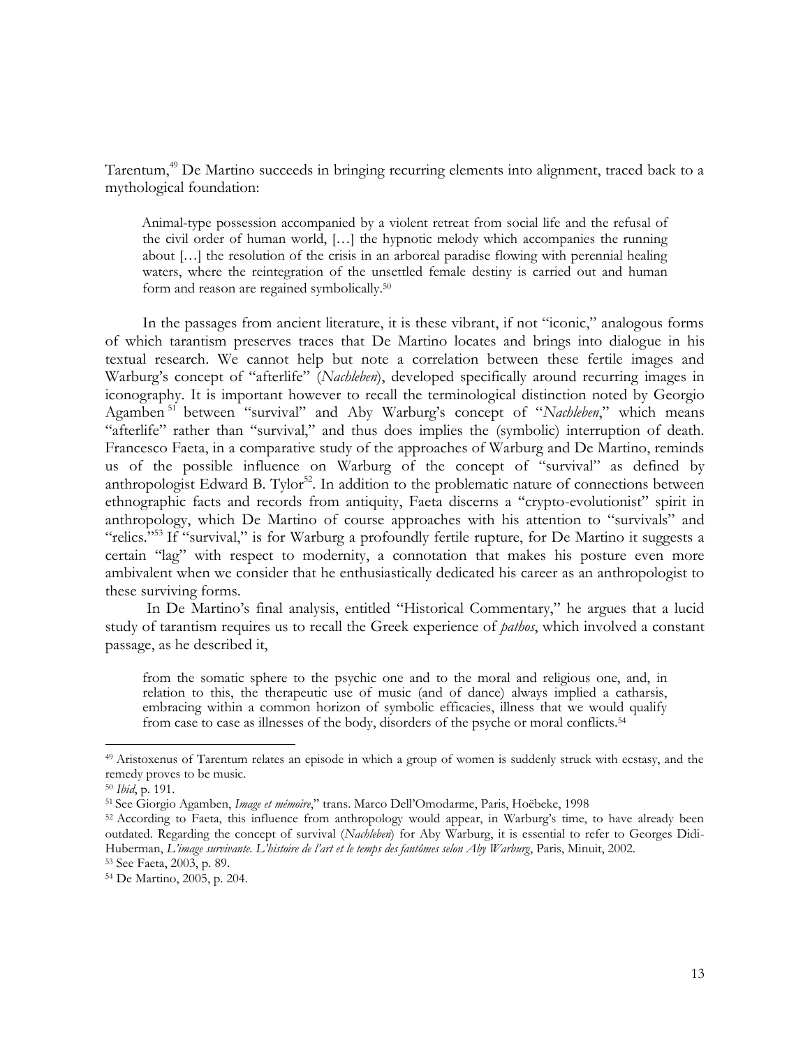Tarentum,[49] De Martino succeeds in bringing recurring elements into alignment, traced back to a mythological foundation:

> Animal-type possession accompanied by a violent retreat from social life and the refusal of the civil order of human world, […] the hypnotic melody which accompanies the running about […] the resolution of the crisis in an arboreal paradise flowing with perennial healing waters, where the reintegration of the unsettled female destiny is carried out and human form and reason are regained symbolically.[50]

In the passages from ancient literature, it is these vibrant, if not "iconic," analogous forms of which tarantism preserves traces that De Martino locates and brings into dialogue in his textual research. We cannot help but note a correlation between these fertile images and Warburg's concept of "afterlife" (*Nachleben*), developed specifically around recurring images in iconography. It is important however to recall the terminological distinction noted by Georgio Agamben[51] between "survival" and Aby Warburg's concept of "*Nachleben*," which means "afterlife" rather than "survival," and thus does implies the (symbolic) interruption of death. Francesco Faeta, in a comparative study of the approaches of Warburg and De Martino, reminds us of the possible influence on Warburg of the concept of "survival" as defined by anthropologist Edward B. Tylor[52]. In addition to the problematic nature of connections between ethnographic facts and records from antiquity, Faeta discerns a "crypto-evolutionist" spirit in anthropology, which De Martino of course approaches with his attention to "survivals" and "relics."[53] If "survival," is for Warburg a profoundly fertile rupture, for De Martino it suggests a certain "lag" with respect to modernity, a connotation that makes his posture even more ambivalent when we consider that he enthusiastically dedicated his career as an anthropologist to these surviving forms.

In De Martino's final analysis, entitled "Historical Commentary," he argues that a lucid study of tarantism requires us to recall the Greek experience of *pathos*, which involved a constant passage, as he described it,

> from the somatic sphere to the psychic one and to the moral and religious one, and, in relation to this, the therapeutic use of music (and of dance) always implied a catharsis, embracing within a common horizon of symbolic efficacies, illness that we would qualify from case to case as illnesses of the body, disorders of the psyche or moral conflicts.[54]

---

[49] Aristoxenus of Tarentum relates an episode in which a group of women is suddenly struck with ecstasy, and the remedy proves to be music.

[50] *Ibid*, p. 191.

[51] See Giorgio Agamben, *Image et mémoire*," trans. Marco Dell'Omodarme, Paris, Hoëbeke, 1998

[52] According to Faeta, this influence from anthropology would appear, in Warburg's time, to have already been outdated. Regarding the concept of survival (*Nachleben*) for Aby Warburg, it is essential to refer to Georges Didi-Huberman, *L'image survivante. L'histoire de l'art et le temps des fantômes selon Aby Warburg*, Paris, Minuit, 2002.

[53] See Faeta, 2003, p. 89.

[54] De Martino, 2005, p. 204.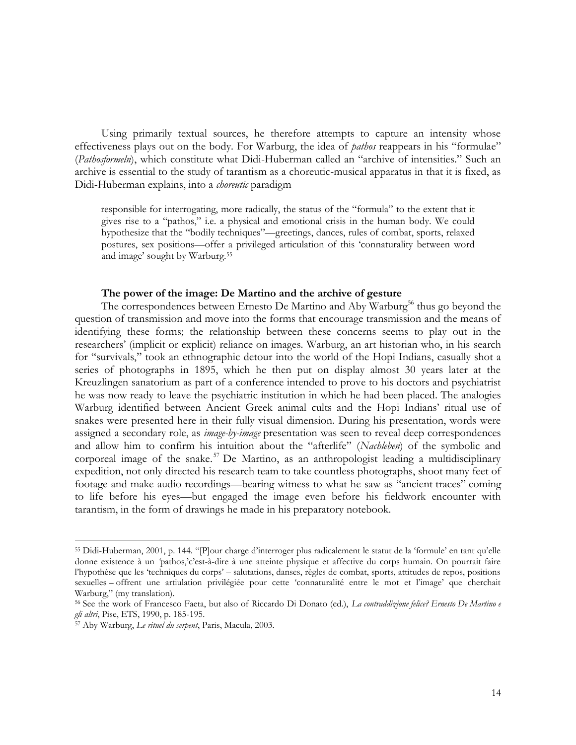Using primarily textual sources, he therefore attempts to capture an intensity whose effectiveness plays out on the body. For Warburg, the idea of *pathos* reappears in his "formulae" (*Pathosformeln*), which constitute what Didi-Huberman called an "archive of intensities." Such an archive is essential to the study of tarantism as a choreutic-musical apparatus in that it is fixed, as Didi-Huberman explains, into a *choreutic* paradigm

> responsible for interrogating, more radically, the status of the "formula" to the extent that it gives rise to a "pathos," i.e. a physical and emotional crisis in the human body. We could hypothesize that the "bodily techniques"—greetings, dances, rules of combat, sports, relaxed postures, sex positions—offer a privileged articulation of this 'connaturality between word and image' sought by Warburg.[55]

### The power of the image: De Martino and the archive of gesture

The correspondences between Ernesto De Martino and Aby Warburg[56] thus go beyond the question of transmission and move into the forms that encourage transmission and the means of identifying these forms; the relationship between these concerns seems to play out in the researchers' (implicit or explicit) reliance on images. Warburg, an art historian who, in his search for "survivals," took an ethnographic detour into the world of the Hopi Indians, casually shot a series of photographs in 1895, which he then put on display almost 30 years later at the Kreuzlingen sanatorium as part of a conference intended to prove to his doctors and psychiatrist he was now ready to leave the psychiatric institution in which he had been placed. The analogies Warburg identified between Ancient Greek animal cults and the Hopi Indians' ritual use of snakes were presented here in their fully visual dimension. During his presentation, words were assigned a secondary role, as *image-by-image* presentation was seen to reveal deep correspondences and allow him to confirm his intuition about the "afterlife" (*Nachleben*) of the symbolic and corporeal image of the snake.[57] De Martino, as an anthropologist leading a multidisciplinary expedition, not only directed his research team to take countless photographs, shoot many feet of footage and make audio recordings—bearing witness to what he saw as "ancient traces" coming to life before his eyes—but engaged the image even before his fieldwork encounter with tarantism, in the form of drawings he made in his preparatory notebook.

---

[55] Didi-Huberman, 2001, p. 144. "[P]our charge d'interroger plus radicalement le statut de la 'formule' en tant qu'elle donne existence à un 'pathos,'c'est-à-dire à une atteinte physique et affective du corps humain. On pourrait faire l'hypothèse que les 'techniques du corps' – salutations, danses, règles de combat, sports, attitudes de repos, positions sexuelles – offrent une artiulation privilégiée pour cette 'connaturalité entre le mot et l'image' que cherchait Warburg," (my translation).

[56] See the work of Francesco Faeta, but also of Riccardo Di Donato (ed.), *La contraddizione felice? Ernesto De Martino e gli altri*, Pise, ETS, 1990, p. 185-195.

[57] Aby Warburg, *Le rituel du serpent*, Paris, Macula, 2003.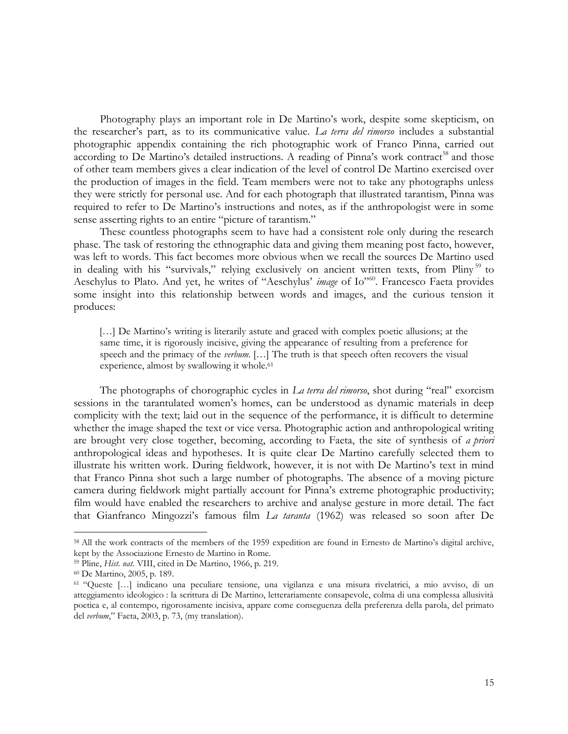Photography plays an important role in De Martino's work, despite some skepticism, on the researcher's part, as to its communicative value. *La terra del rimorso* includes a substantial photographic appendix containing the rich photographic work of Franco Pinna, carried out according to De Martino's detailed instructions. A reading of Pinna's work contract[58] and those of other team members gives a clear indication of the level of control De Martino exercised over the production of images in the field. Team members were not to take any photographs unless they were strictly for personal use. And for each photograph that illustrated tarantism, Pinna was required to refer to De Martino's instructions and notes, as if the anthropologist were in some sense asserting rights to an entire "picture of tarantism."

These countless photographs seem to have had a consistent role only during the research phase. The task of restoring the ethnographic data and giving them meaning post facto, however, was left to words. This fact becomes more obvious when we recall the sources De Martino used in dealing with his "survivals," relying exclusively on ancient written texts, from Pliny[59] to Aeschylus to Plato. And yet, he writes of "Aeschylus' *image* of Io"[60]. Francesco Faeta provides some insight into this relationship between words and images, and the curious tension it produces:

> […] De Martino's writing is literarily astute and graced with complex poetic allusions; at the same time, it is rigorously incisive, giving the appearance of resulting from a preference for speech and the primacy of the *verbum*. […] The truth is that speech often recovers the visual experience, almost by swallowing it whole.[61]

The photographs of chorographic cycles in *La terra del rimorso*, shot during "real" exorcism sessions in the tarantulated women's homes, can be understood as dynamic materials in deep complicity with the text; laid out in the sequence of the performance, it is difficult to determine whether the image shaped the text or vice versa. Photographic action and anthropological writing are brought very close together, becoming, according to Faeta, the site of synthesis of *a priori* anthropological ideas and hypotheses. It is quite clear De Martino carefully selected them to illustrate his written work. During fieldwork, however, it is not with De Martino's text in mind that Franco Pinna shot such a large number of photographs. The absence of a moving picture camera during fieldwork might partially account for Pinna's extreme photographic productivity; film would have enabled the researchers to archive and analyse gesture in more detail. The fact that Gianfranco Mingozzi's famous film *La taranta* (1962) was released so soon after De

---

[58] All the work contracts of the members of the 1959 expedition are found in Ernesto de Martino's digital archive, kept by the Associazione Ernesto de Martino in Rome.

[59] Pline, *Hist. nat.* VIII, cited in De Martino, 1966, p. 219.

[60] De Martino, 2005, p. 189.

[61] "Queste […] indicano una peculiare tensione, una vigilanza e una misura rivelatrici, a mio avviso, di un atteggiamento ideologico : la scrittura di De Martino, letterariamente consapevole, colma di una complessa allusività poetica e, al contempo, rigorosamente incisiva, appare come conseguenza della preferenza della parola, del primato del *verbum*," Faeta, 2003, p. 73, (my translation).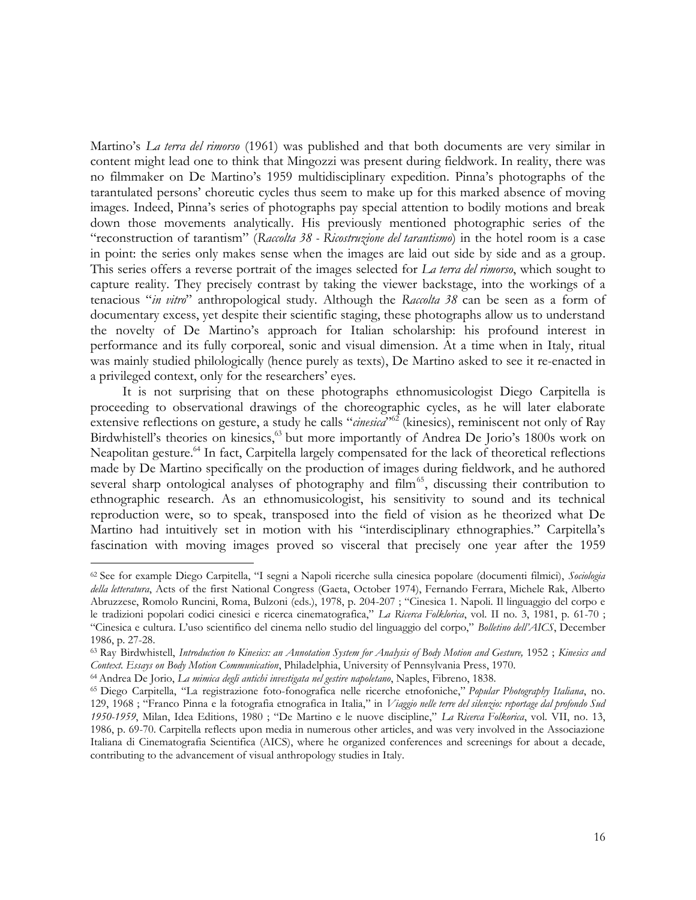Martino's *La terra del rimorso* (1961) was published and that both documents are very similar in content might lead one to think that Mingozzi was present during fieldwork. In reality, there was no filmmaker on De Martino's 1959 multidisciplinary expedition. Pinna's photographs of the tarantulated persons' choreutic cycles thus seem to make up for this marked absence of moving images. Indeed, Pinna's series of photographs pay special attention to bodily motions and break down those movements analytically. His previously mentioned photographic series of the "reconstruction of tarantism" (*Raccolta 38 - Ricostruzione del tarantismo*) in the hotel room is a case in point: the series only makes sense when the images are laid out side by side and as a group. This series offers a reverse portrait of the images selected for *La terra del rimorso*, which sought to capture reality. They precisely contrast by taking the viewer backstage, into the workings of a tenacious "*in vitro*" anthropological study. Although the *Raccolta 38* can be seen as a form of documentary excess, yet despite their scientific staging, these photographs allow us to understand the novelty of De Martino's approach for Italian scholarship: his profound interest in performance and its fully corporeal, sonic and visual dimension. At a time when in Italy, ritual was mainly studied philologically (hence purely as texts), De Martino asked to see it re-enacted in a privileged context, only for the researchers' eyes.

It is not surprising that on these photographs ethnomusicologist Diego Carpitella is proceeding to observational drawings of the choreographic cycles, as he will later elaborate extensive reflections on gesture, a study he calls "*cinesica*"[62] (kinesics), reminiscent not only of Ray Birdwhistell's theories on kinesics,[63] but more importantly of Andrea De Jorio's 1800s work on Neapolitan gesture.[64] In fact, Carpitella largely compensated for the lack of theoretical reflections made by De Martino specifically on the production of images during fieldwork, and he authored several sharp ontological analyses of photography and film[65], discussing their contribution to ethnographic research. As an ethnomusicologist, his sensitivity to sound and its technical reproduction were, so to speak, transposed into the field of vision as he theorized what De Martino had intuitively set in motion with his "interdisciplinary ethnographies." Carpitella's fascination with moving images proved so visceral that precisely one year after the 1959

---

[62] See for example Diego Carpitella, "I segni a Napoli ricerche sulla cinesica popolare (documenti filmici), *Sociologia della letteratura*, Acts of the first National Congress (Gaeta, October 1974), Fernando Ferrara, Michele Rak, Alberto Abruzzese, Romolo Runcini, Roma, Bulzoni (eds.), 1978, p. 204-207 ; "Cinesica 1. Napoli. Il linguaggio del corpo e le tradizioni popolari codici cinesici e ricerca cinematografica," *La Ricerca Folklorica*, vol. II no. 3, 1981, p. 61-70 ; "Cinesica e cultura. L'uso scientifico del cinema nello studio del linguaggio del corpo," *Bolletino dell'AICS*, December 1986, p. 27-28.

[63] Ray Birdwhistell, *Introduction to Kinesics: an Annotation System for Analysis of Body Motion and Gesture,* 1952 ; *Kinesics and Context. Essays on Body Motion Communication*, Philadelphia, University of Pennsylvania Press, 1970.

[64] Andrea De Jorio, *La mimica degli antichi investigata nel gestire napoletano*, Naples, Fibreno, 1838.

[65] Diego Carpitella, "La registrazione foto-fonografica nelle ricerche etnofoniche," *Popular Photography Italiana*, no. 129, 1968 ; "Franco Pinna e la fotografia etnografica in Italia," in *Viaggio nelle terre del silenzio: reportage dal profondo Sud 1950-1959*, Milan, Idea Editions, 1980 ; "De Martino e le nuove discipline," *La Ricerca Folkorica*, vol. VII, no. 13, 1986, p. 69-70. Carpitella reflects upon media in numerous other articles, and was very involved in the Associazione Italiana di Cinematografia Scientifica (AICS), where he organized conferences and screenings for about a decade, contributing to the advancement of visual anthropology studies in Italy.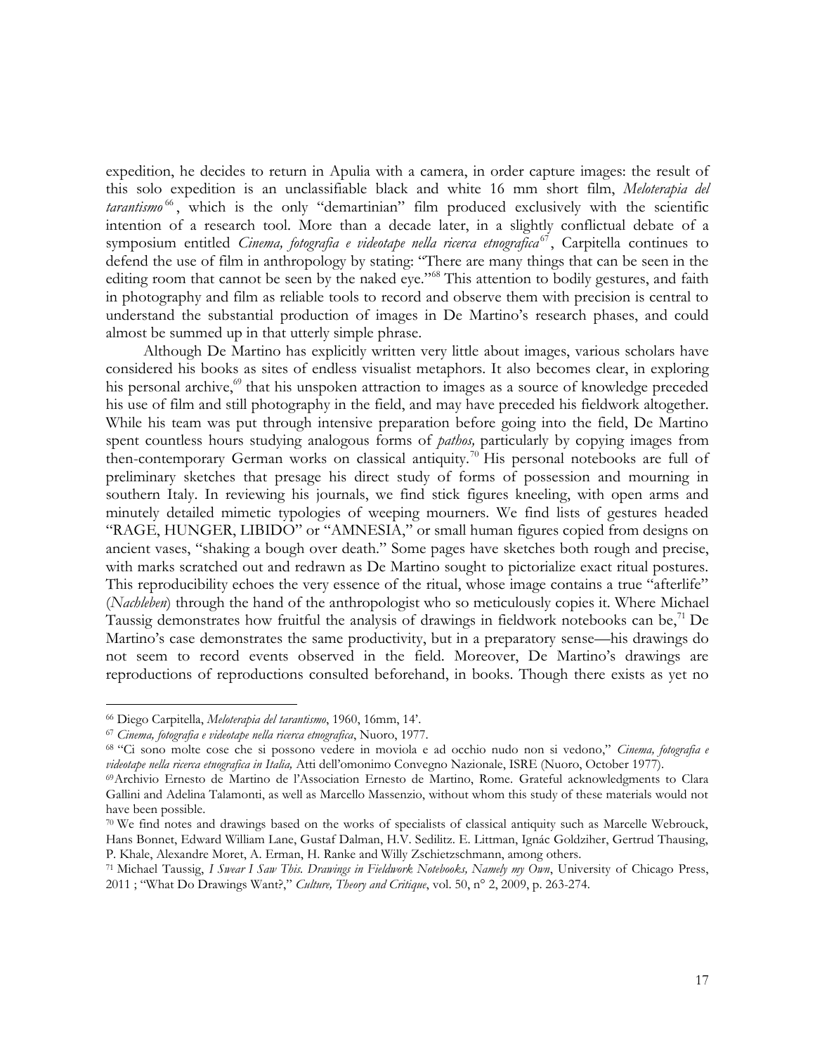expedition, he decides to return in Apulia with a camera, in order capture images: the result of this solo expedition is an unclassifiable black and white 16 mm short film, *Meloterapia del tarantismo*[66], which is the only "demartinian" film produced exclusively with the scientific intention of a research tool. More than a decade later, in a slightly conflictual debate of a symposium entitled *Cinema, fotografia e videotape nella ricerca etnografica*[67], Carpitella continues to defend the use of film in anthropology by stating: "There are many things that can be seen in the editing room that cannot be seen by the naked eye."[68] This attention to bodily gestures, and faith in photography and film as reliable tools to record and observe them with precision is central to understand the substantial production of images in De Martino's research phases, and could almost be summed up in that utterly simple phrase.

Although De Martino has explicitly written very little about images, various scholars have considered his books as sites of endless visualist metaphors. It also becomes clear, in exploring his personal archive,[69] that his unspoken attraction to images as a source of knowledge preceded his use of film and still photography in the field, and may have preceded his fieldwork altogether. While his team was put through intensive preparation before going into the field, De Martino spent countless hours studying analogous forms of *pathos,* particularly by copying images from then-contemporary German works on classical antiquity.[70] His personal notebooks are full of preliminary sketches that presage his direct study of forms of possession and mourning in southern Italy. In reviewing his journals, we find stick figures kneeling, with open arms and minutely detailed mimetic typologies of weeping mourners. We find lists of gestures headed "RAGE, HUNGER, LIBIDO" or "AMNESIA," or small human figures copied from designs on ancient vases, "shaking a bough over death." Some pages have sketches both rough and precise, with marks scratched out and redrawn as De Martino sought to pictorialize exact ritual postures. This reproducibility echoes the very essence of the ritual, whose image contains a true "afterlife" (*Nachleben*) through the hand of the anthropologist who so meticulously copies it. Where Michael Taussig demonstrates how fruitful the analysis of drawings in fieldwork notebooks can be,[71] De Martino's case demonstrates the same productivity, but in a preparatory sense—his drawings do not seem to record events observed in the field. Moreover, De Martino's drawings are reproductions of reproductions consulted beforehand, in books. Though there exists as yet no

---

[66] Diego Carpitella, *Meloterapia del tarantismo*, 1960, 16mm, 14'.

[67] *Cinema, fotografia e videotape nella ricerca etnografica*, Nuoro, 1977.

[68] "Ci sono molte cose che si possono vedere in moviola e ad occhio nudo non si vedono," *Cinema, fotografia e videotape nella ricerca etnografica in Italia,* Atti dell'omonimo Convegno Nazionale, ISRE (Nuoro, October 1977).

[69] Archivio Ernesto de Martino de l'Association Ernesto de Martino, Rome. Grateful acknowledgments to Clara Gallini and Adelina Talamonti, as well as Marcello Massenzio, without whom this study of these materials would not have been possible.

[70] We find notes and drawings based on the works of specialists of classical antiquity such as Marcelle Webrouck, Hans Bonnet, Edward William Lane, Gustaf Dalman, H.V. Sedilitz. E. Littman, Ignác Goldziher, Gertrud Thausing, P. Khale, Alexandre Moret, A. Erman, H. Ranke and Willy Zschietzschmann, among others.

[71] Michael Taussig, *I Swear I Saw This. Drawings in Fieldwork Notebooks, Namely my Own*, University of Chicago Press, 2011 ; "What Do Drawings Want?," *Culture, Theory and Critique*, vol. 50, n° 2, 2009, p. 263-274.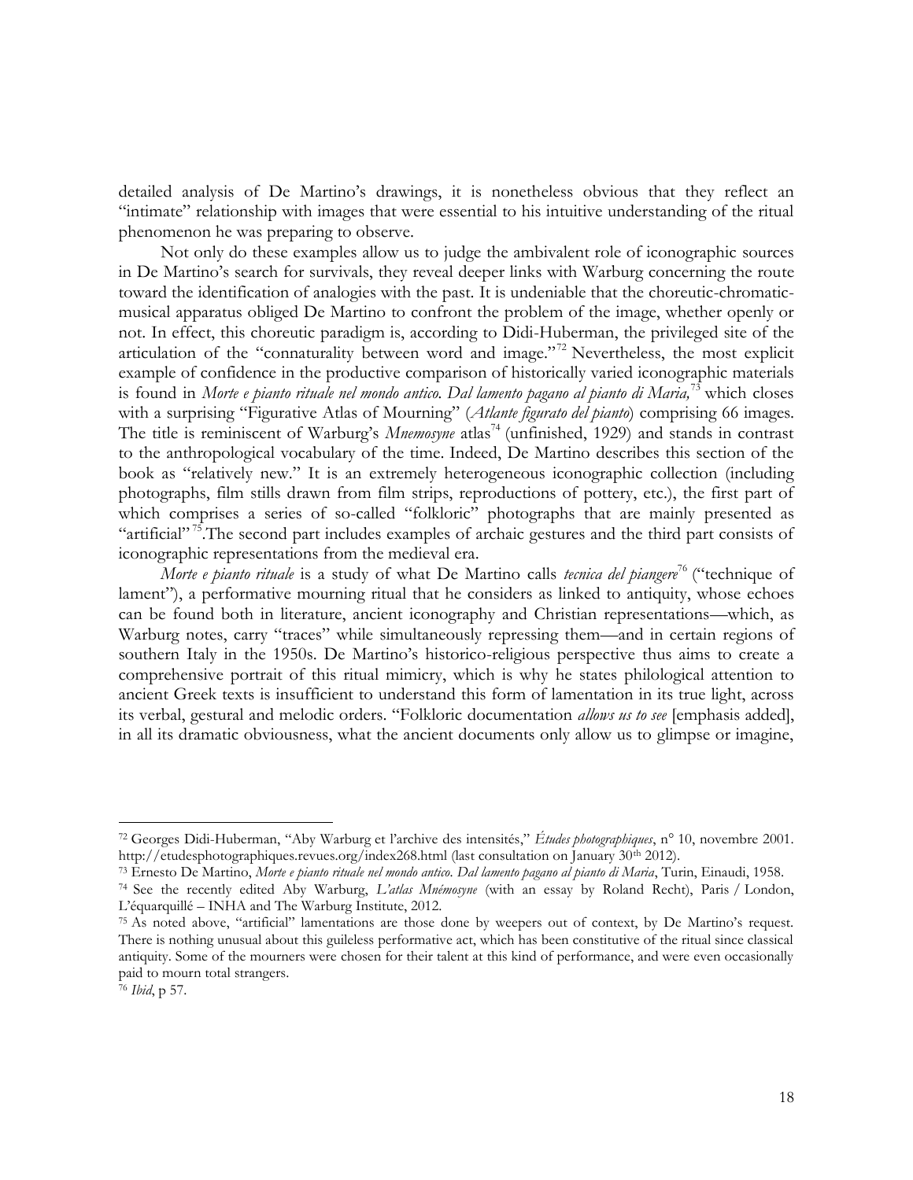detailed analysis of De Martino's drawings, it is nonetheless obvious that they reflect an "intimate" relationship with images that were essential to his intuitive understanding of the ritual phenomenon he was preparing to observe.

Not only do these examples allow us to judge the ambivalent role of iconographic sources in De Martino's search for survivals, they reveal deeper links with Warburg concerning the route toward the identification of analogies with the past. It is undeniable that the choreutic-chromatic-musical apparatus obliged De Martino to confront the problem of the image, whether openly or not. In effect, this choreutic paradigm is, according to Didi-Huberman, the privileged site of the articulation of the "connaturality between word and image."[72] Nevertheless, the most explicit example of confidence in the productive comparison of historically varied iconographic materials is found in *Morte e pianto rituale nel mondo antico. Dal lamento pagano al pianto di Maria,*[73] which closes with a surprising "Figurative Atlas of Mourning" (*Atlante figurato del pianto*) comprising 66 images. The title is reminiscent of Warburg's *Mnemosyne* atlas[74] (unfinished, 1929) and stands in contrast to the anthropological vocabulary of the time. Indeed, De Martino describes this section of the book as "relatively new." It is an extremely heterogeneous iconographic collection (including photographs, film stills drawn from film strips, reproductions of pottery, etc.), the first part of which comprises a series of so-called "folkloric" photographs that are mainly presented as "artificial"[75].The second part includes examples of archaic gestures and the third part consists of iconographic representations from the medieval era.

*Morte e pianto rituale* is a study of what De Martino calls *tecnica del piangere*[76] ("technique of lament"), a performative mourning ritual that he considers as linked to antiquity, whose echoes can be found both in literature, ancient iconography and Christian representations—which, as Warburg notes, carry "traces" while simultaneously repressing them—and in certain regions of southern Italy in the 1950s. De Martino's historico-religious perspective thus aims to create a comprehensive portrait of this ritual mimicry, which is why he states philological attention to ancient Greek texts is insufficient to understand this form of lamentation in its true light, across its verbal, gestural and melodic orders. "Folkloric documentation *allows us to see* [emphasis added], in all its dramatic obviousness, what the ancient documents only allow us to glimpse or imagine,

---

[72] Georges Didi-Huberman, "Aby Warburg et l'archive des intensités," *Études photographiques*, n° 10, novembre 2001. http://etudesphotographiques.revues.org/index268.html (last consultation on January 30th 2012).

[73] Ernesto De Martino, *Morte e pianto rituale nel mondo antico. Dal lamento pagano al pianto di Maria*, Turin, Einaudi, 1958.

[74] See the recently edited Aby Warburg, *L'atlas Mnémosyne* (with an essay by Roland Recht), Paris / London, L'équarquillé – INHA and The Warburg Institute, 2012.

[75] As noted above, "artificial" lamentations are those done by weepers out of context, by De Martino's request. There is nothing unusual about this guileless performative act, which has been constitutive of the ritual since classical antiquity. Some of the mourners were chosen for their talent at this kind of performance, and were even occasionally paid to mourn total strangers.

[76] *Ibid*, p 57.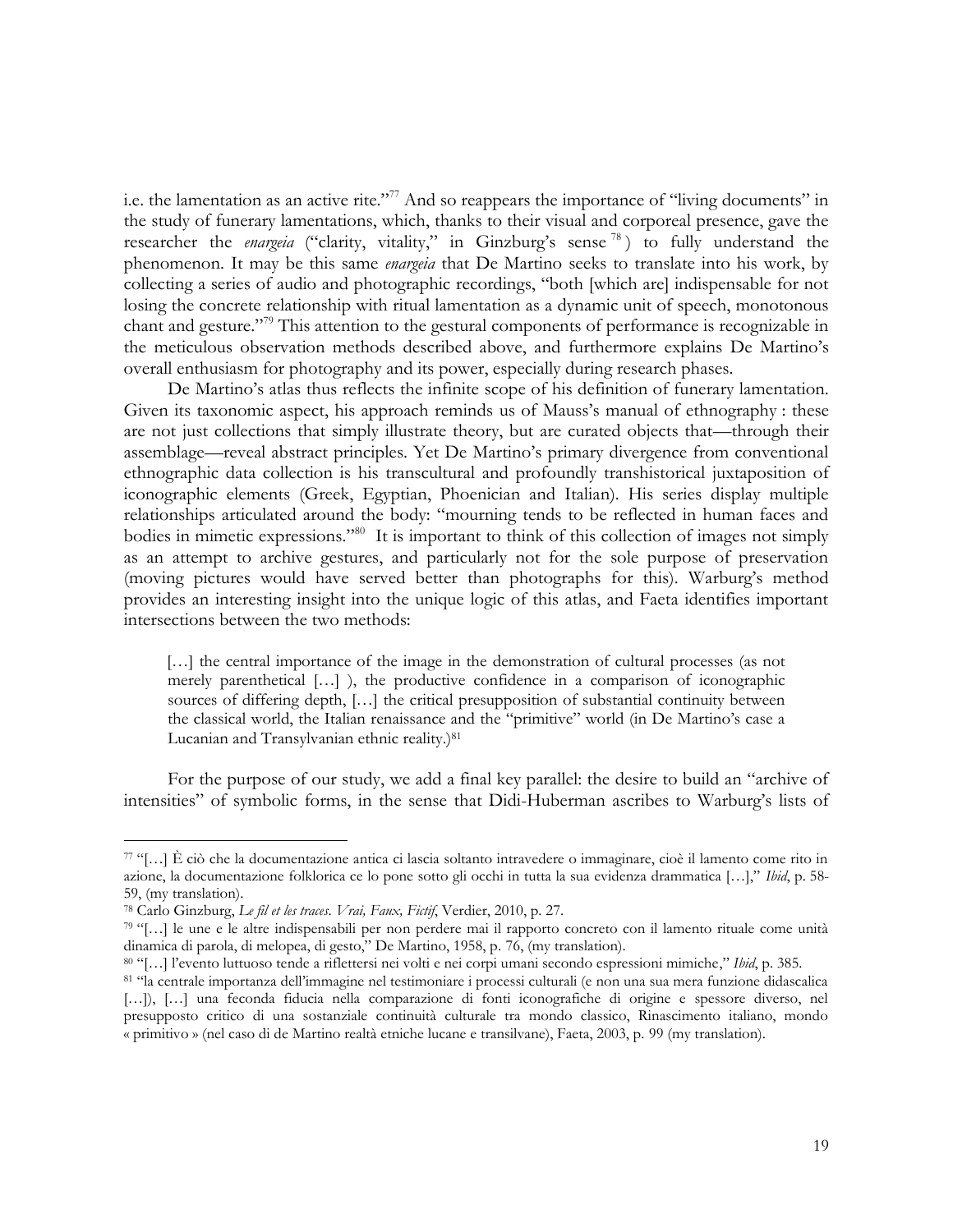i.e. the lamentation as an active rite."[77] And so reappears the importance of "living documents" in the study of funerary lamentations, which, thanks to their visual and corporeal presence, gave the researcher the *enargeia* ("clarity, vitality," in Ginzburg's sense [78]) to fully understand the phenomenon. It may be this same *enargeia* that De Martino seeks to translate into his work, by collecting a series of audio and photographic recordings, "both [which are] indispensable for not losing the concrete relationship with ritual lamentation as a dynamic unit of speech, monotonous chant and gesture."[79] This attention to the gestural components of performance is recognizable in the meticulous observation methods described above, and furthermore explains De Martino's overall enthusiasm for photography and its power, especially during research phases.

De Martino's atlas thus reflects the infinite scope of his definition of funerary lamentation. Given its taxonomic aspect, his approach reminds us of Mauss's manual of ethnography : these are not just collections that simply illustrate theory, but are curated objects that—through their assemblage—reveal abstract principles. Yet De Martino's primary divergence from conventional ethnographic data collection is his transcultural and profoundly transhistorical juxtaposition of iconographic elements (Greek, Egyptian, Phoenician and Italian). His series display multiple relationships articulated around the body: "mourning tends to be reflected in human faces and bodies in mimetic expressions."[80] It is important to think of this collection of images not simply as an attempt to archive gestures, and particularly not for the sole purpose of preservation (moving pictures would have served better than photographs for this). Warburg's method provides an interesting insight into the unique logic of this atlas, and Faeta identifies important intersections between the two methods:

> […] the central importance of the image in the demonstration of cultural processes (as not merely parenthetical […] ), the productive confidence in a comparison of iconographic sources of differing depth, […] the critical presupposition of substantial continuity between the classical world, the Italian renaissance and the "primitive" world (in De Martino's case a Lucanian and Transylvanian ethnic reality.)[81]

For the purpose of our study, we add a final key parallel: the desire to build an "archive of intensities" of symbolic forms, in the sense that Didi-Huberman ascribes to Warburg's lists of

---

[77] "[…] È ciò che la documentazione antica ci lascia soltanto intravedere o immaginare, cioè il lamento come rito in azione, la documentazione folklorica ce lo pone sotto gli occhi in tutta la sua evidenza drammatica […]," *Ibid*, p. 58-59, (my translation).

[78] Carlo Ginzburg, *Le fil et les traces. Vrai, Faux, Fictif*, Verdier, 2010, p. 27.

[79] "[…] le une e le altre indispensabili per non perdere mai il rapporto concreto con il lamento rituale come unità dinamica di parola, di melopea, di gesto," De Martino, 1958, p. 76, (my translation).

[80] "[…] l'evento luttuoso tende a riflettersi nei volti e nei corpi umani secondo espressioni mimiche," *Ibid*, p. 385.

[81] "la centrale importanza dell'immagine nel testimoniare i processi culturali (e non una sua mera funzione didascalica […]), […] una feconda fiducia nella comparazione di fonti iconografiche di origine e spessore diverso, nel presupposto critico di una sostanziale continuità culturale tra mondo classico, Rinascimento italiano, mondo « primitivo » (nel caso di de Martino realtà etniche lucane e transilvane), Faeta, 2003, p. 99 (my translation).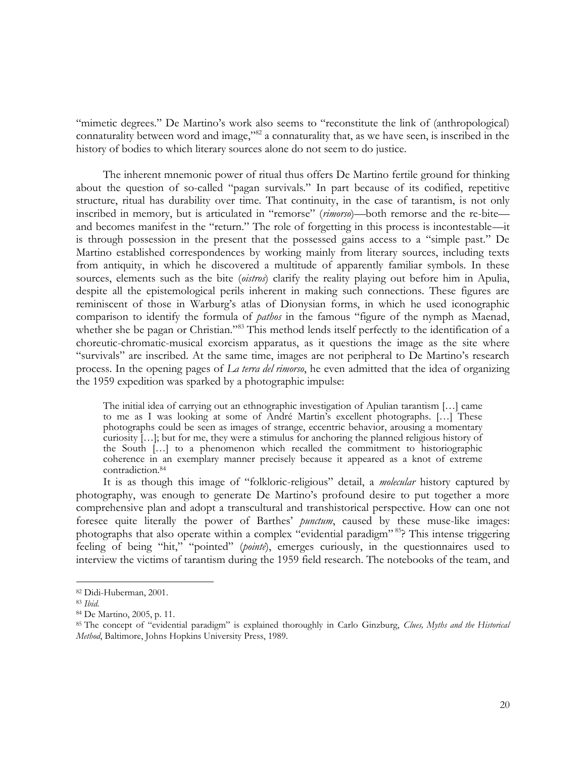"mimetic degrees." De Martino's work also seems to "reconstitute the link of (anthropological) connaturality between word and image,"[82] a connaturality that, as we have seen, is inscribed in the history of bodies to which literary sources alone do not seem to do justice.

The inherent mnemonic power of ritual thus offers De Martino fertile ground for thinking about the question of so-called "pagan survivals." In part because of its codified, repetitive structure, ritual has durability over time. That continuity, in the case of tarantism, is not only inscribed in memory, but is articulated in "remorse" (*rimorso*)—both remorse and the re-bite—and becomes manifest in the "return." The role of forgetting in this process is incontestable—it is through possession in the present that the possessed gains access to a "simple past." De Martino established correspondences by working mainly from literary sources, including texts from antiquity, in which he discovered a multitude of apparently familiar symbols. In these sources, elements such as the bite (*oistros*) clarify the reality playing out before him in Apulia, despite all the epistemological perils inherent in making such connections. These figures are reminiscent of those in Warburg's atlas of Dionysian forms, in which he used iconographic comparison to identify the formula of *pathos* in the famous "figure of the nymph as Maenad, whether she be pagan or Christian."[83] This method lends itself perfectly to the identification of a choreutic-chromatic-musical exorcism apparatus, as it questions the image as the site where "survivals" are inscribed. At the same time, images are not peripheral to De Martino's research process. In the opening pages of *La terra del rimorso*, he even admitted that the idea of organizing the 1959 expedition was sparked by a photographic impulse:

> The initial idea of carrying out an ethnographic investigation of Apulian tarantism […] came to me as I was looking at some of André Martin's excellent photographs. […] These photographs could be seen as images of strange, eccentric behavior, arousing a momentary curiosity […]; but for me, they were a stimulus for anchoring the planned religious history of the South […] to a phenomenon which recalled the commitment to historiographic coherence in an exemplary manner precisely because it appeared as a knot of extreme contradiction.[84]

It is as though this image of "folkloric-religious" detail, a *molecular* history captured by photography, was enough to generate De Martino's profound desire to put together a more comprehensive plan and adopt a transcultural and transhistorical perspective. How can one not foresee quite literally the power of Barthes' *punctum*, caused by these muse-like images: photographs that also operate within a complex "evidential paradigm"[85]? This intense triggering feeling of being "hit," "pointed" (*pointé*), emerges curiously, in the questionnaires used to interview the victims of tarantism during the 1959 field research. The notebooks of the team, and

---

[82] Didi-Huberman, 2001.

[83] *Ibid.*

[84] De Martino, 2005, p. 11.

[85] The concept of "evidential paradigm" is explained thoroughly in Carlo Ginzburg, *Clues, Myths and the Historical Method*, Baltimore, Johns Hopkins University Press, 1989.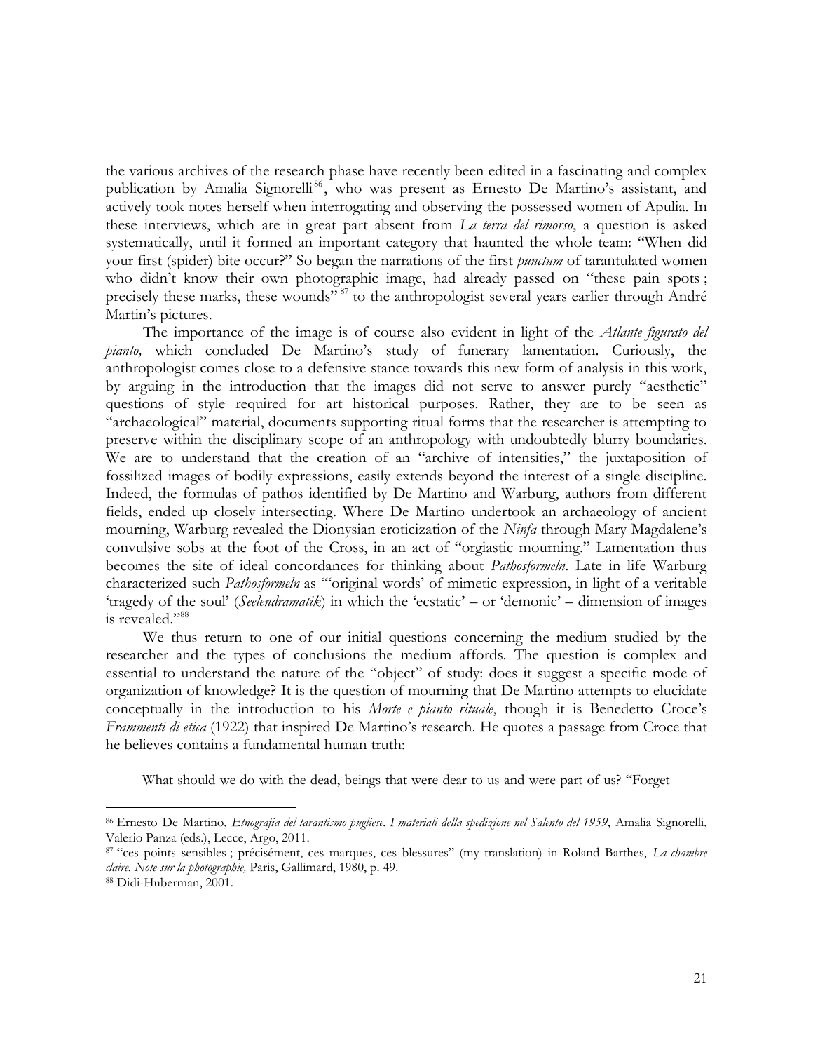the various archives of the research phase have recently been edited in a fascinating and complex publication by Amalia Signorelli[86], who was present as Ernesto De Martino's assistant, and actively took notes herself when interrogating and observing the possessed women of Apulia. In these interviews, which are in great part absent from *La terra del rimorso*, a question is asked systematically, until it formed an important category that haunted the whole team: "When did your first (spider) bite occur?" So began the narrations of the first *punctum* of tarantulated women who didn't know their own photographic image, had already passed on "these pain spots ; precisely these marks, these wounds"[87] to the anthropologist several years earlier through André Martin's pictures.

The importance of the image is of course also evident in light of the *Atlante figurato del pianto,* which concluded De Martino's study of funerary lamentation. Curiously, the anthropologist comes close to a defensive stance towards this new form of analysis in this work, by arguing in the introduction that the images did not serve to answer purely "aesthetic" questions of style required for art historical purposes. Rather, they are to be seen as "archaeological" material, documents supporting ritual forms that the researcher is attempting to preserve within the disciplinary scope of an anthropology with undoubtedly blurry boundaries. We are to understand that the creation of an "archive of intensities," the juxtaposition of fossilized images of bodily expressions, easily extends beyond the interest of a single discipline. Indeed, the formulas of pathos identified by De Martino and Warburg, authors from different fields, ended up closely intersecting. Where De Martino undertook an archaeology of ancient mourning, Warburg revealed the Dionysian eroticization of the *Ninfa* through Mary Magdalene's convulsive sobs at the foot of the Cross, in an act of "orgiastic mourning." Lamentation thus becomes the site of ideal concordances for thinking about *Pathosformeln*. Late in life Warburg characterized such *Pathosformeln* as "'original words' of mimetic expression, in light of a veritable 'tragedy of the soul' (*Seelendramatik*) in which the 'ecstatic' – or 'demonic' – dimension of images is revealed."[88]

We thus return to one of our initial questions concerning the medium studied by the researcher and the types of conclusions the medium affords. The question is complex and essential to understand the nature of the "object" of study: does it suggest a specific mode of organization of knowledge? It is the question of mourning that De Martino attempts to elucidate conceptually in the introduction to his *Morte e pianto rituale*, though it is Benedetto Croce's *Frammenti di etica* (1922) that inspired De Martino's research. He quotes a passage from Croce that he believes contains a fundamental human truth:

> What should we do with the dead, beings that were dear to us and were part of us? "Forget

---

[86] Ernesto De Martino, *Etnografia del tarantismo pugliese. I materiali della spedizione nel Salento del 1959*, Amalia Signorelli, Valerio Panza (eds.), Lecce, Argo, 2011.

[87] "ces points sensibles ; précisément, ces marques, ces blessures" (my translation) in Roland Barthes, *La chambre claire. Note sur la photographie,* Paris, Gallimard, 1980, p. 49.

[88] Didi-Huberman, 2001.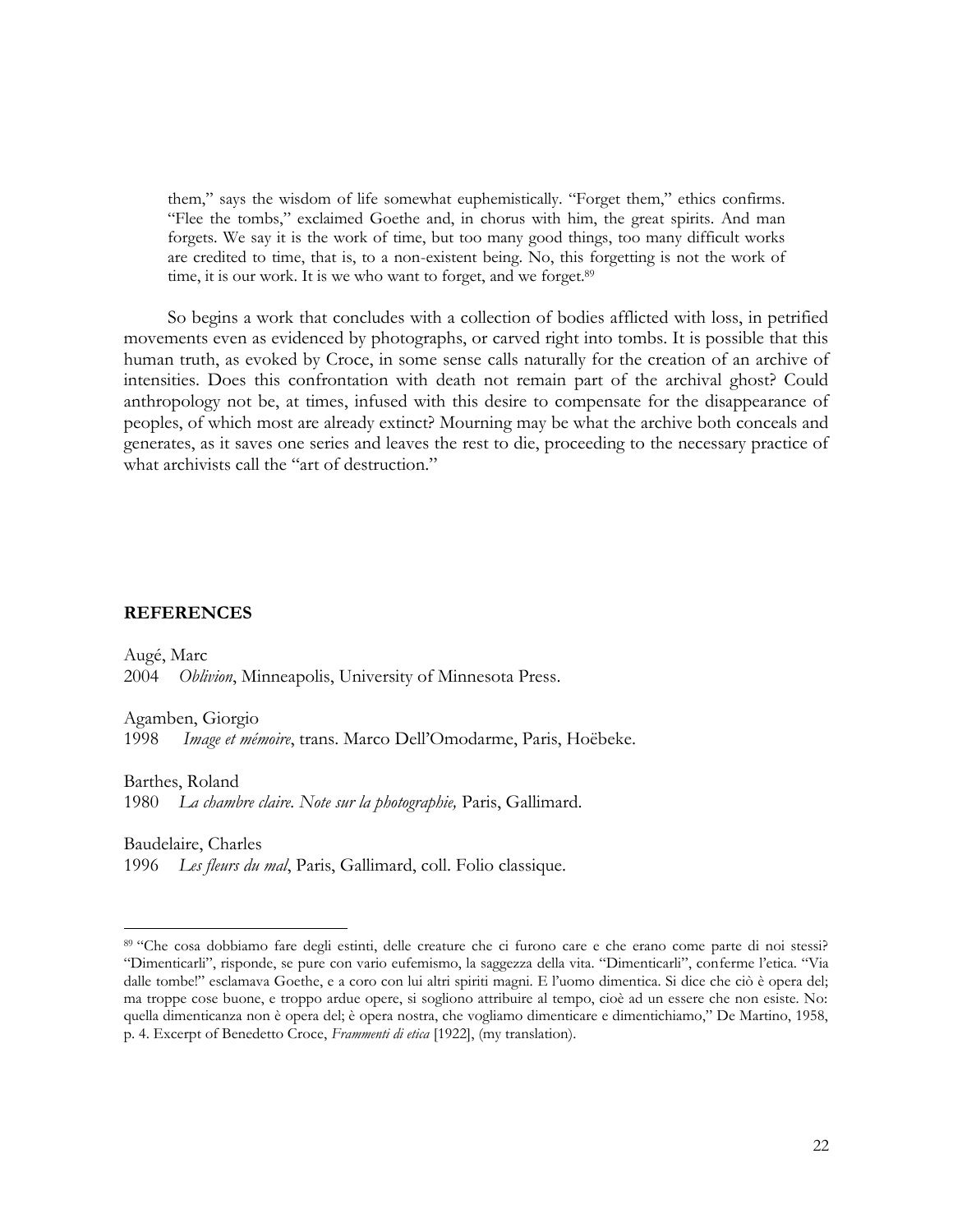> them," says the wisdom of life somewhat euphemistically. "Forget them," ethics confirms. "Flee the tombs," exclaimed Goethe and, in chorus with him, the great spirits. And man forgets. We say it is the work of time, but too many good things, too many difficult works are credited to time, that is, to a non-existent being. No, this forgetting is not the work of time, it is our work. It is we who want to forget, and we forget.[89]

So begins a work that concludes with a collection of bodies afflicted with loss, in petrified movements even as evidenced by photographs, or carved right into tombs. It is possible that this human truth, as evoked by Croce, in some sense calls naturally for the creation of an archive of intensities. Does this confrontation with death not remain part of the archival ghost? Could anthropology not be, at times, infused with this desire to compensate for the disappearance of peoples, of which most are already extinct? Mourning may be what the archive both conceals and generates, as it saves one series and leaves the rest to die, proceeding to the necessary practice of what archivists call the "art of destruction."

## REFERENCES

Augé, Marc
2004 *Oblivion*, Minneapolis, University of Minnesota Press.

Agamben, Giorgio
1998 *Image et mémoire*, trans. Marco Dell'Omodarme, Paris, Hoëbeke.

Barthes, Roland
1980 *La chambre claire. Note sur la photographie,* Paris, Gallimard.

Baudelaire, Charles
1996 *Les fleurs du mal*, Paris, Gallimard, coll. Folio classique.

---

[89] "Che cosa dobbiamo fare degli estinti, delle creature che ci furono care e che erano come parte di noi stessi? "Dimenticarli", risponde, se pure con vario eufemismo, la saggezza della vita. "Dimenticarli", conferme l'etica. "Via dalle tombe!" esclamava Goethe, e a coro con lui altri spiriti magni. E l'uomo dimentica. Si dice che ciò è opera del; ma troppe cose buone, e troppo ardue opere, si sogliono attribuire al tempo, cioè ad un essere che non esiste. No: quella dimenticanza non è opera del; è opera nostra, che vogliamo dimenticare e dimentichiamo," De Martino, 1958, p. 4. Excerpt of Benedetto Croce, *Frammenti di etica* [1922], (my translation).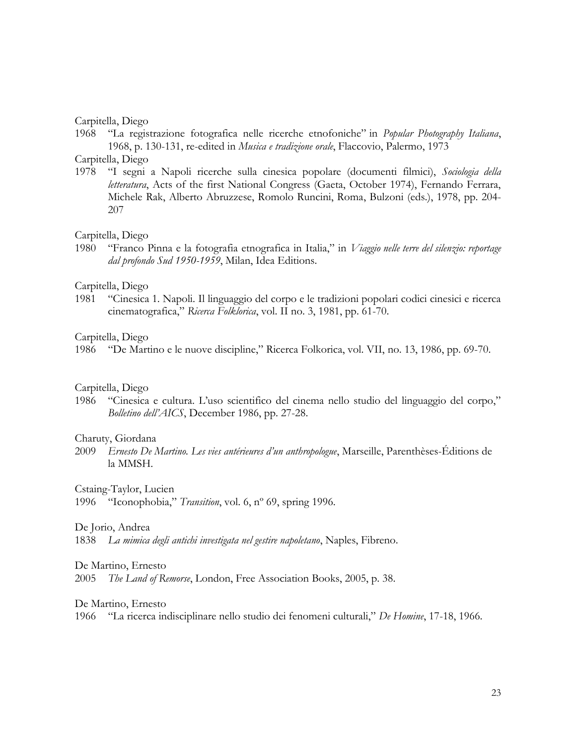Carpitella, Diego

1968 "La registrazione fotografica nelle ricerche etnofoniche" in *Popular Photography Italiana*, 1968, p. 130-131, re-edited in *Musica e tradizione orale*, Flaccovio, Palermo, 1973

Carpitella, Diego

1978 "I segni a Napoli ricerche sulla cinesica popolare (documenti filmici), *Sociologia della letteratura*, Acts of the first National Congress (Gaeta, October 1974), Fernando Ferrara, Michele Rak, Alberto Abruzzese, Romolo Runcini, Roma, Bulzoni (eds.), 1978, pp. 204-207

Carpitella, Diego

1980 "Franco Pinna e la fotografia etnografica in Italia," in *Viaggio nelle terre del silenzio: reportage dal profondo Sud 1950-1959*, Milan, Idea Editions.

Carpitella, Diego

1981 "Cinesica 1. Napoli. Il linguaggio del corpo e le tradizioni popolari codici cinesici e ricerca cinematografica," *Ricerca Folklorica*, vol. II no. 3, 1981, pp. 61-70.

Carpitella, Diego

1986 "De Martino e le nuove discipline," Ricerca Folkorica, vol. VII, no. 13, 1986, pp. 69-70.

Carpitella, Diego

1986 "Cinesica e cultura. L'uso scientifico del cinema nello studio del linguaggio del corpo," *Bolletino dell'AICS*, December 1986, pp. 27-28.

Charuty, Giordana

2009 *Ernesto De Martino. Les vies antérieures d'un anthropologue*, Marseille, Parenthèses-Éditions de la MMSH.

Cstaing-Taylor, Lucien

1996 "Iconophobia," *Transition*, vol. 6, nº 69, spring 1996.

De Jorio, Andrea

1838 *La mimica degli antichi investigata nel gestire napoletano*, Naples, Fibreno.

De Martino, Ernesto

2005 *The Land of Remorse*, London, Free Association Books, 2005, p. 38.

De Martino, Ernesto

1966 "La ricerca indisciplinare nello studio dei fenomeni culturali," *De Homine*, 17-18, 1966.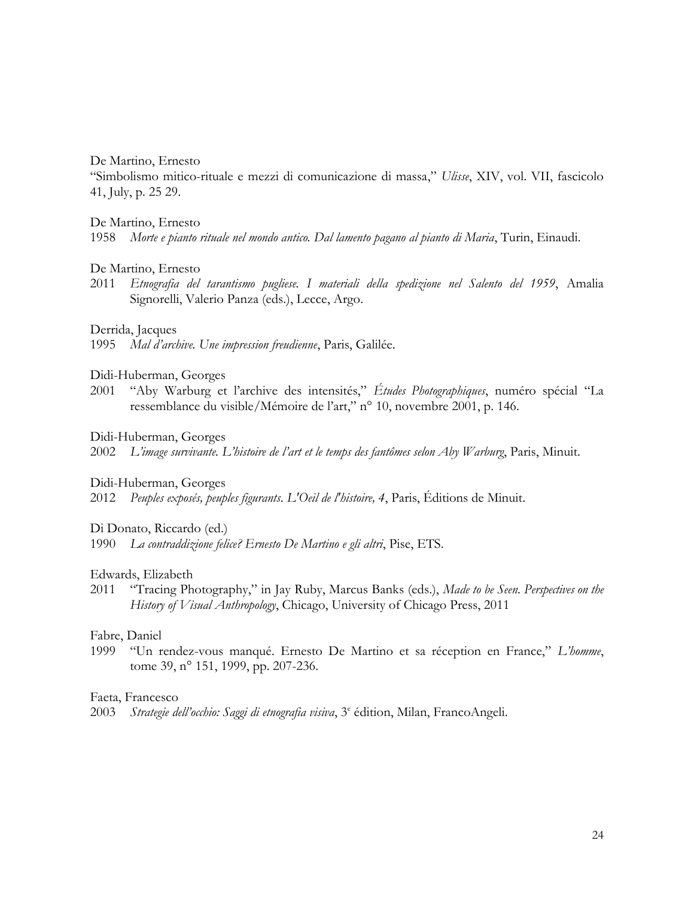De Martino, Ernesto
"Simbolismo mitico-rituale e mezzi di comunicazione di massa," *Ulisse*, XIV, vol. VII, fascicolo 41, July, p. 25 29.

De Martino, Ernesto
1958 *Morte e pianto rituale nel mondo antico. Dal lamento pagano al pianto di Maria*, Turin, Einaudi.

De Martino, Ernesto
2011 *Etnografia del tarantismo pugliese. I materiali della spedizione nel Salento del 1959*, Amalia Signorelli, Valerio Panza (eds.), Lecce, Argo.

Derrida, Jacques
1995 *Mal d'archive. Une impression freudienne*, Paris, Galilée.

Didi-Huberman, Georges
2001 "Aby Warburg et l'archive des intensités," *Études Photographiques*, numéro spécial "La ressemblance du visible/Mémoire de l'art," n° 10, novembre 2001, p. 146.

Didi-Huberman, Georges
2002 *L'image survivante. L'histoire de l'art et le temps des fantômes selon Aby Warburg*, Paris, Minuit.

Didi-Huberman, Georges
2012 *Peuples exposés, peuples figurants*. *L'Oeil de l'histoire, 4*, Paris, Éditions de Minuit.

Di Donato, Riccardo (ed.)
1990 *La contraddizione felice? Ernesto De Martino e gli altri*, Pise, ETS.

Edwards, Elizabeth
2011 "Tracing Photography," in Jay Ruby, Marcus Banks (eds.), *Made to be Seen. Perspectives on the History of Visual Anthropology*, Chicago, University of Chicago Press, 2011

Fabre, Daniel
1999 "Un rendez-vous manqué. Ernesto De Martino et sa réception en France," *L'homme*, tome 39, n° 151, 1999, pp. 207-236.

Faeta, Francesco
2003 *Strategie dell'occhio: Saggi di etnografia visiva*, 3e édition, Milan, FrancoAngeli.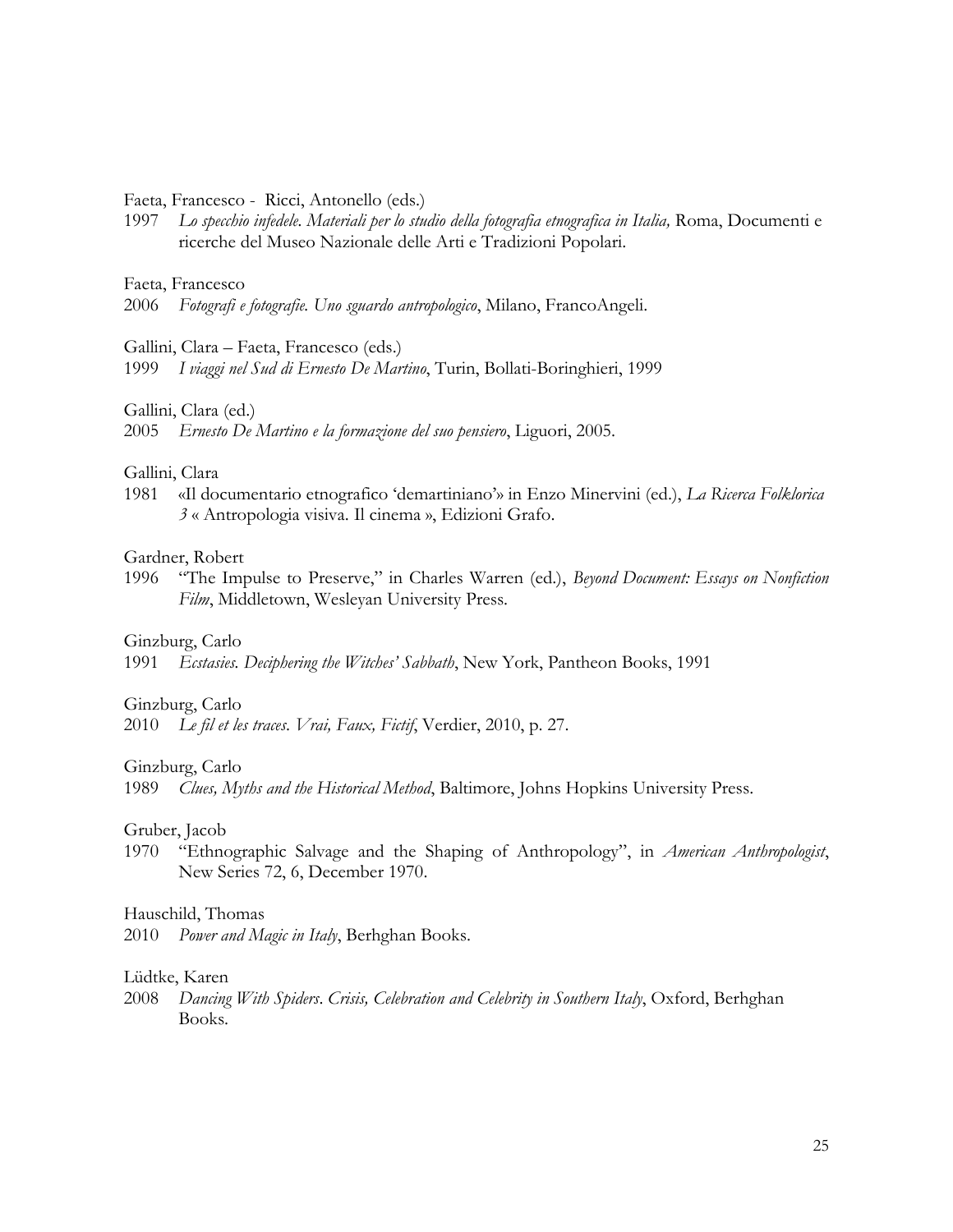Faeta, Francesco - Ricci, Antonello (eds.)

1997 *Lo specchio infedele. Materiali per lo studio della fotografia etnografica in Italia,* Roma, Documenti e ricerche del Museo Nazionale delle Arti e Tradizioni Popolari.

Faeta, Francesco

2006 *Fotografi e fotografie. Uno sguardo antropologico*, Milano, FrancoAngeli.

Gallini, Clara – Faeta, Francesco (eds.)

1999 *I viaggi nel Sud di Ernesto De Martino*, Turin, Bollati-Boringhieri, 1999

Gallini, Clara (ed.)

2005 *Ernesto De Martino e la formazione del suo pensiero*, Liguori, 2005.

Gallini, Clara

1981 «Il documentario etnografico 'demartiniano'» in Enzo Minervini (ed.), *La Ricerca Folklorica 3* « Antropologia visiva. Il cinema », Edizioni Grafo.

Gardner, Robert

1996 "The Impulse to Preserve," in Charles Warren (ed.), *Beyond Document: Essays on Nonfiction Film*, Middletown, Wesleyan University Press.

Ginzburg, Carlo

1991 *Ecstasies. Deciphering the Witches' Sabbath*, New York, Pantheon Books, 1991

Ginzburg, Carlo

2010 *Le fil et les traces. Vrai, Faux, Fictif*, Verdier, 2010, p. 27.

Ginzburg, Carlo

1989 *Clues, Myths and the Historical Method*, Baltimore, Johns Hopkins University Press.

Gruber, Jacob

1970 "Ethnographic Salvage and the Shaping of Anthropology", in *American Anthropologist*, New Series 72, 6, December 1970.

Hauschild, Thomas

2010 *Power and Magic in Italy*, Berhghan Books.

Lüdtke, Karen

2008 *Dancing With Spiders. Crisis, Celebration and Celebrity in Southern Italy*, Oxford, Berhghan Books.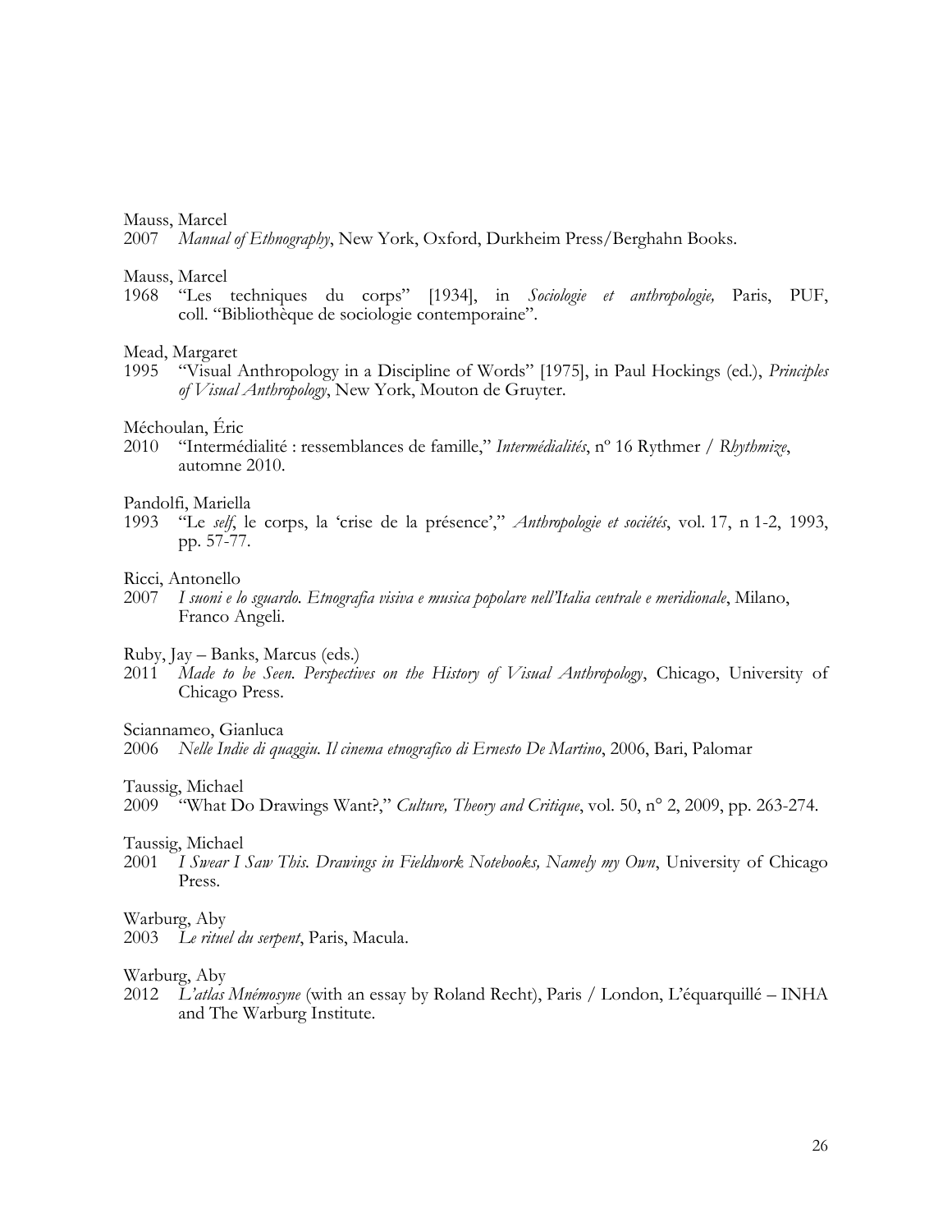Mauss, Marcel
2007 *Manual of Ethnography*, New York, Oxford, Durkheim Press/Berghahn Books.

Mauss, Marcel
1968 "Les techniques du corps" [1934], in *Sociologie et anthropologie,* Paris, PUF, coll. "Bibliothèque de sociologie contemporaine".

Mead, Margaret
1995 "Visual Anthropology in a Discipline of Words" [1975], in Paul Hockings (ed.), *Principles of Visual Anthropology*, New York, Mouton de Gruyter.

Méchoulan, Éric
2010 "Intermédialité : ressemblances de famille," *Intermédialités*, nº 16 Rythmer / *Rhythmize*, automne 2010.

Pandolfi, Mariella
1993 "Le *self*, le corps, la 'crise de la présence'," *Anthropologie et sociétés*, vol. 17, n 1-2, 1993, pp. 57-77.

Ricci, Antonello
2007 *I suoni e lo sguardo. Etnografia visiva e musica popolare nell'Italia centrale e meridionale*, Milano, Franco Angeli.

Ruby, Jay – Banks, Marcus (eds.)
2011 *Made to be Seen. Perspectives on the History of Visual Anthropology*, Chicago, University of Chicago Press.

Sciannameo, Gianluca
2006 *Nelle Indie di quaggiu. Il cinema etnografico di Ernesto De Martino*, 2006, Bari, Palomar

Taussig, Michael
2009 "What Do Drawings Want?," *Culture, Theory and Critique*, vol. 50, n° 2, 2009, pp. 263-274.

Taussig, Michael
2001 *I Swear I Saw This. Drawings in Fieldwork Notebooks, Namely my Own*, University of Chicago Press.

Warburg, Aby
2003 *Le rituel du serpent*, Paris, Macula.

Warburg, Aby
2012 *L'atlas Mnémosyne* (with an essay by Roland Recht), Paris / London, L'équarquillé – INHA and The Warburg Institute.